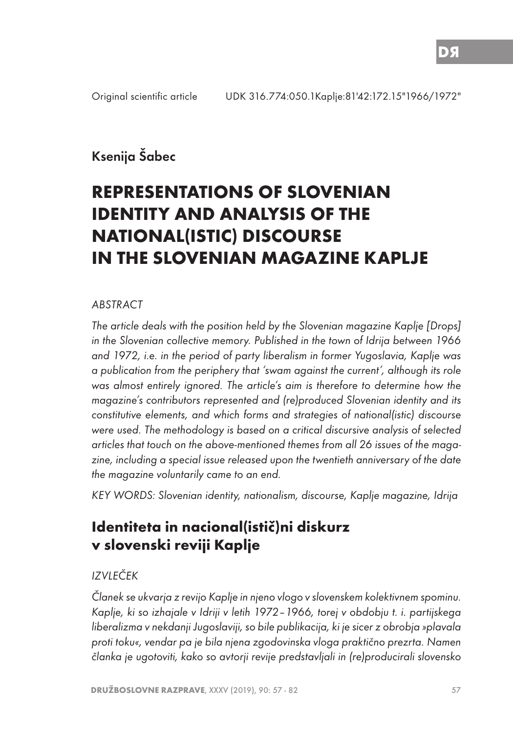Original scientific article UDK 316.774:050.1Kaplje:81'42:172.15"1966/1972"

Ksenija Šabec

# REPRESENTATIONS OF SLOVENIAN IDENTITY AND ANALYSIS OF THE NATIONAL(ISTIC) DISCOURSE IN THE SLOVENIAN MAGAZINE KAPLJE

*ABSTRACT*

*The article deals with the position held by the Slovenian magazine Kaplje [Drops] in the Slovenian collective memory. Published in the town of Idrija between 1966 and 1972, i.e. in the period of party liberalism in former Yugoslavia, Kaplje was a publication from the periphery that 'swam against the current', although its role was almost entirely ignored. The article's aim is therefore to determine how the magazine's contributors represented and (re)produced Slovenian identity and its constitutive elements, and which forms and strategies of national(istic) discourse were used. The methodology is based on a critical discursive analysis of selected articles that touch on the above-mentioned themes from all 26 issues of the magazine, including a special issue released upon the twentieth anniversary of the date the magazine voluntarily came to an end.*

*KEY WORDS: Slovenian identity, nationalism, discourse, Kaplje magazine, Idrija*

## Identiteta in nacional(istič)ni diskurz v slovenski reviji Kaplje

*IZVLEČEK*

*Članek se ukvarja z revijo Kaplje in njeno vlogo v slovenskem kolektivnem spominu. Kaplje, ki so izhajale v Idriji v letih 1972–1966, torej v obdobju t. i. partijskega liberalizma v nekdanji Jugoslaviji, so bile publikacija, ki je sicer z obrobja »plavala proti toku«, vendar pa je bila njena zgodovinska vloga praktično prezrta. Namen članka je ugotoviti, kako so avtorji revije predstavljali in (re)producirali slovensko*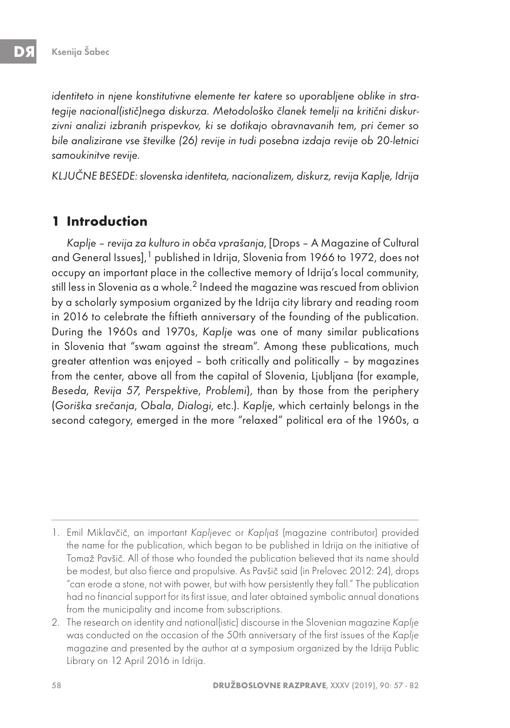*identiteto in njene konstitutivne elemente ter katere so uporabljene oblike in strategije nacional(istič)nega diskurza. Metodološko članek temelji na kritični diskurzivni analizi izbranih prispevkov, ki se dotikajo obravnavanih tem, pri čemer so bile analizirane vse številke (26) revije in tudi posebna izdaja revije ob 20-letnici samoukinitve revije.*

*KLJUČNE BESEDE: slovenska identiteta, nacionalizem, diskurz, revija Kaplje, Idrija*

## 1 Introduction

*Kaplje – revija za kulturo in obča vprašanja*, [Drops – A Magazine of Cultural and General Issues],[1] published in Idrija, Slovenia from 1966 to 1972, does not occupy an important place in the collective memory of Idrija's local community, still less in Slovenia as a whole.[2] Indeed the magazine was rescued from oblivion by a scholarly symposium organized by the Idrija city library and reading room in 2016 to celebrate the fiftieth anniversary of the founding of the publication. During the 1960s and 1970s, *Kaplje* was one of many similar publications in Slovenia that "swam against the stream". Among these publications, much greater attention was enjoyed – both critically and politically – by magazines from the center, above all from the capital of Slovenia, Ljubljana (for example, *Beseda*, *Revija 57*, *Perspektive*, *Problemi*), than by those from the periphery (*Goriška srečanja*, *Obala*, *Dialogi*, etc.). *Kaplje*, which certainly belongs in the second category, emerged in the more "relaxed" political era of the 1960s, a

---

1. Emil Miklavčič, an important *Kapljevec* or *Kapljaš* (magazine contributor) provided the name for the publication, which began to be published in Idrija on the initiative of Tomaž Pavšič. All of those who founded the publication believed that its name should be modest, but also fierce and propulsive. As Pavšič said (in Prelovec 2012: 24), drops "can erode a stone, not with power, but with how persistently they fall." The publication had no financial support for its first issue, and later obtained symbolic annual donations from the municipality and income from subscriptions.
2. The research on identity and national(istic) discourse in the Slovenian magazine *Kaplje* was conducted on the occasion of the 50th anniversary of the first issues of the *Kaplje* magazine and presented by the author at a symposium organized by the Idrija Public Library on 12 April 2016 in Idrija.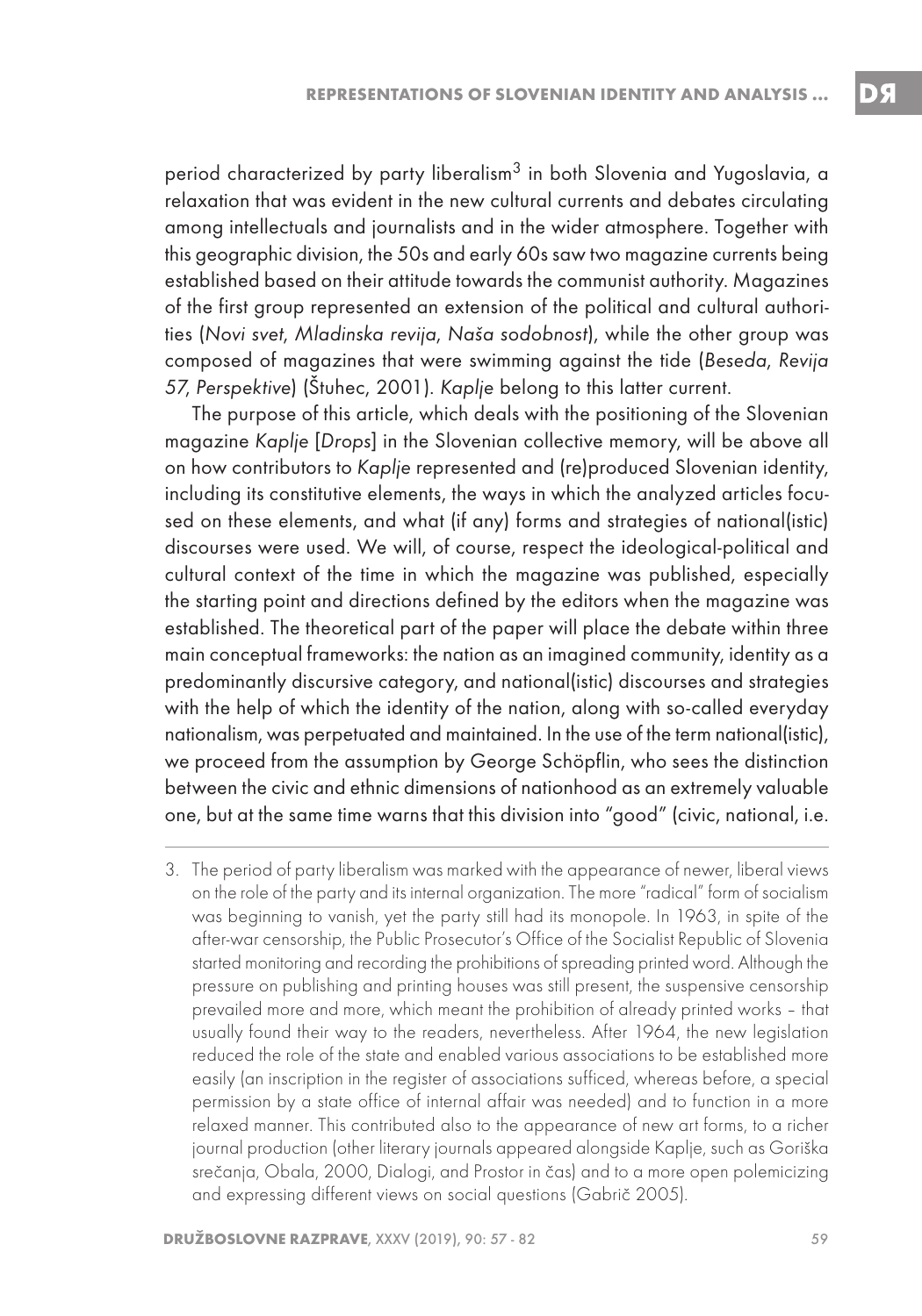period characterized by party liberalism[3] in both Slovenia and Yugoslavia, a relaxation that was evident in the new cultural currents and debates circulating among intellectuals and journalists and in the wider atmosphere. Together with this geographic division, the 50s and early 60s saw two magazine currents being established based on their attitude towards the communist authority. Magazines of the first group represented an extension of the political and cultural authorities (*Novi svet*, *Mladinska revija*, *Naša sodobnost*), while the other group was composed of magazines that were swimming against the tide (*Beseda*, *Revija 57*, *Perspektive*) (Štuhec, 2001). *Kaplje* belong to this latter current.

The purpose of this article, which deals with the positioning of the Slovenian magazine *Kaplje* [*Drops*] in the Slovenian collective memory, will be above all on how contributors to *Kaplje* represented and (re)produced Slovenian identity, including its constitutive elements, the ways in which the analyzed articles focused on these elements, and what (if any) forms and strategies of national(istic) discourses were used. We will, of course, respect the ideological-political and cultural context of the time in which the magazine was published, especially the starting point and directions defined by the editors when the magazine was established. The theoretical part of the paper will place the debate within three main conceptual frameworks: the nation as an imagined community, identity as a predominantly discursive category, and national(istic) discourses and strategies with the help of which the identity of the nation, along with so-called everyday nationalism, was perpetuated and maintained. In the use of the term national(istic), we proceed from the assumption by George Schöpflin, who sees the distinction between the civic and ethnic dimensions of nationhood as an extremely valuable one, but at the same time warns that this division into "good" (civic, national, i.e.

3. The period of party liberalism was marked with the appearance of newer, liberal views on the role of the party and its internal organization. The more "radical" form of socialism was beginning to vanish, yet the party still had its monopole. In 1963, in spite of the after-war censorship, the Public Prosecutor's Office of the Socialist Republic of Slovenia started monitoring and recording the prohibitions of spreading printed word. Although the pressure on publishing and printing houses was still present, the suspensive censorship prevailed more and more, which meant the prohibition of already printed works – that usually found their way to the readers, nevertheless. After 1964, the new legislation reduced the role of the state and enabled various associations to be established more easily (an inscription in the register of associations sufficed, whereas before, a special permission by a state office of internal affair was needed) and to function in a more relaxed manner. This contributed also to the appearance of new art forms, to a richer journal production (other literary journals appeared alongside Kaplje, such as Goriška srečanja, Obala, 2000, Dialogi, and Prostor in čas) and to a more open polemicizing and expressing different views on social questions (Gabrič 2005).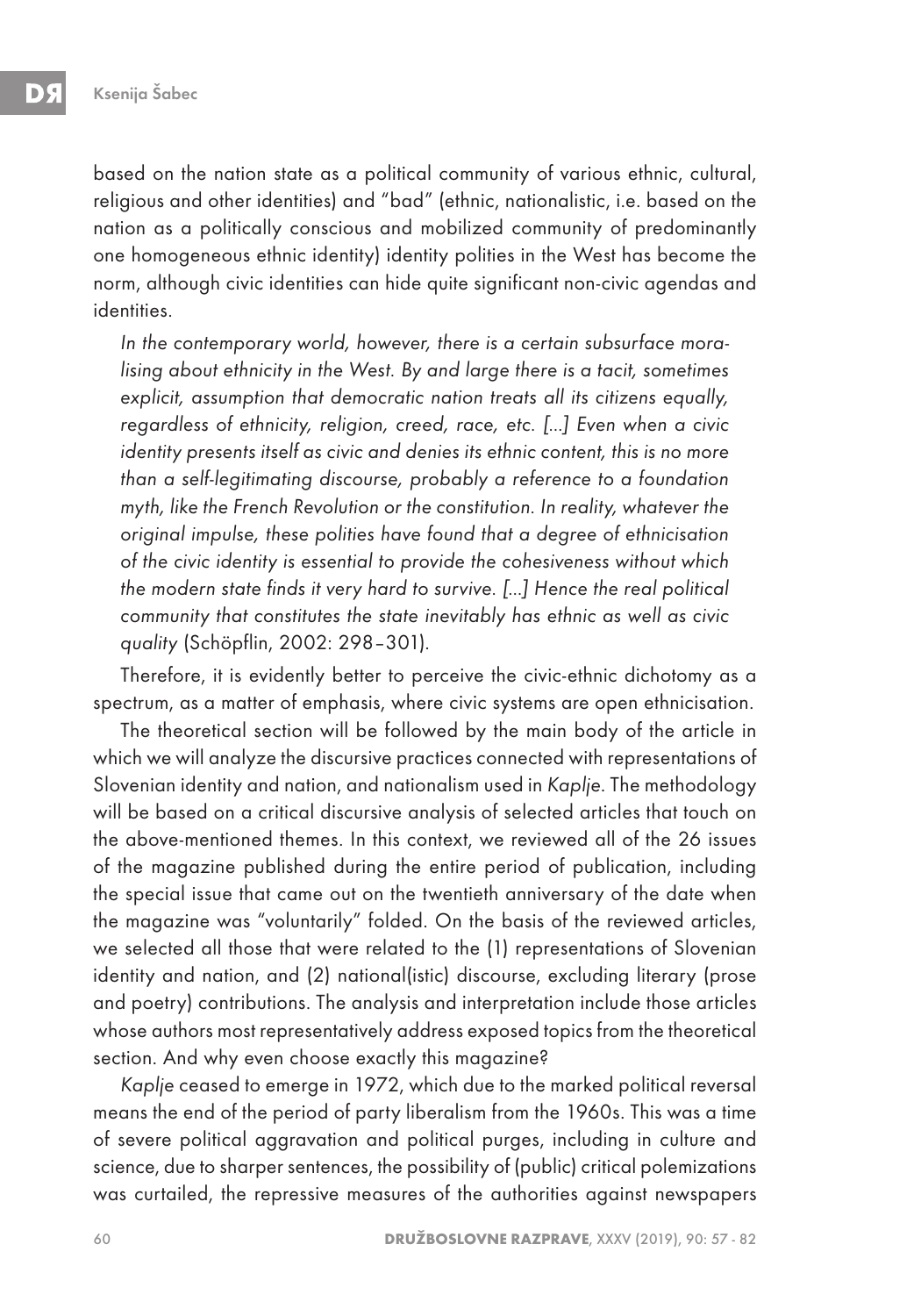based on the nation state as a political community of various ethnic, cultural, religious and other identities) and "bad" (ethnic, nationalistic, i.e. based on the nation as a politically conscious and mobilized community of predominantly one homogeneous ethnic identity) identity polities in the West has become the norm, although civic identities can hide quite significant non-civic agendas and identities.

> *In the contemporary world, however, there is a certain subsurface moralising about ethnicity in the West. By and large there is a tacit, sometimes explicit, assumption that democratic nation treats all its citizens equally, regardless of ethnicity, religion, creed, race, etc. [...] Even when a civic identity presents itself as civic and denies its ethnic content, this is no more than a self-legitimating discourse, probably a reference to a foundation myth, like the French Revolution or the constitution. In reality, whatever the original impulse, these polities have found that a degree of ethnicisation of the civic identity is essential to provide the cohesiveness without which the modern state finds it very hard to survive. [...] Hence the real political community that constitutes the state inevitably has ethnic as well as civic quality* (Schöpflin, 2002: 298–301).

Therefore, it is evidently better to perceive the civic-ethnic dichotomy as a spectrum, as a matter of emphasis, where civic systems are open ethnicisation.

The theoretical section will be followed by the main body of the article in which we will analyze the discursive practices connected with representations of Slovenian identity and nation, and nationalism used in *Kaplje*. The methodology will be based on a critical discursive analysis of selected articles that touch on the above-mentioned themes. In this context, we reviewed all of the 26 issues of the magazine published during the entire period of publication, including the special issue that came out on the twentieth anniversary of the date when the magazine was "voluntarily" folded. On the basis of the reviewed articles, we selected all those that were related to the (1) representations of Slovenian identity and nation, and (2) national(istic) discourse, excluding literary (prose and poetry) contributions. The analysis and interpretation include those articles whose authors most representatively address exposed topics from the theoretical section. And why even choose exactly this magazine?

*Kaplje* ceased to emerge in 1972, which due to the marked political reversal means the end of the period of party liberalism from the 1960s. This was a time of severe political aggravation and political purges, including in culture and science, due to sharper sentences, the possibility of (public) critical polemizations was curtailed, the repressive measures of the authorities against newspapers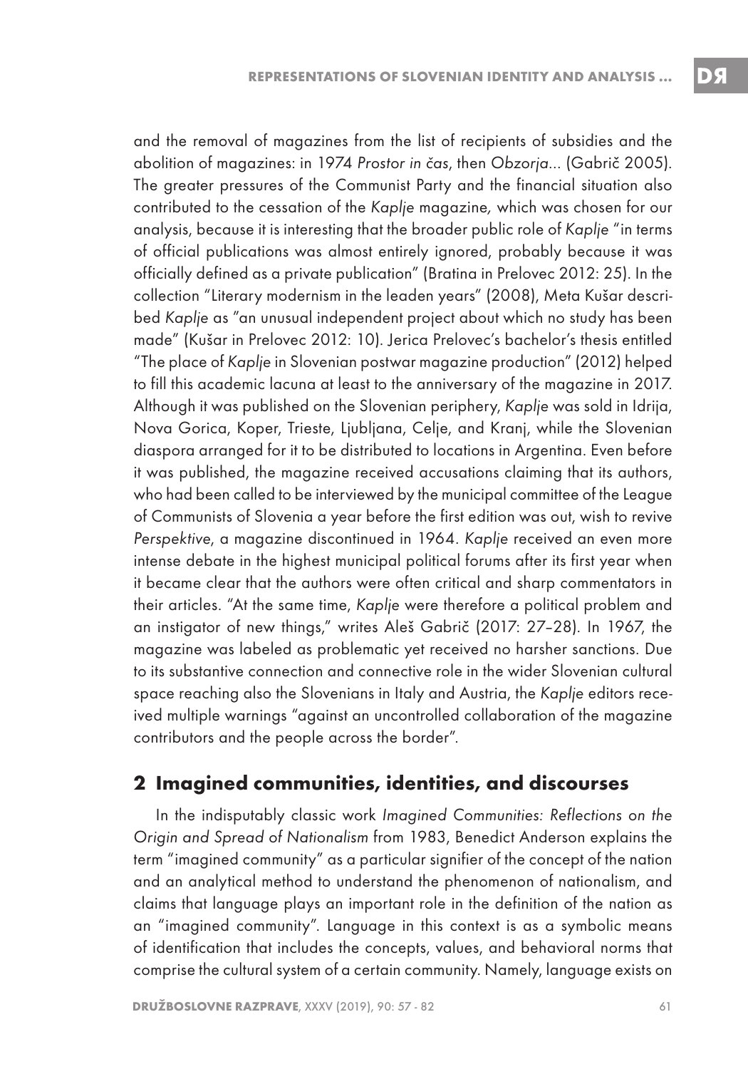and the removal of magazines from the list of recipients of subsidies and the abolition of magazines: in 1974 *Prostor in čas*, then *Obzorja*... (Gabrič 2005). The greater pressures of the Communist Party and the financial situation also contributed to the cessation of the *Kaplje* magazine, which was chosen for our analysis, because it is interesting that the broader public role of *Kaplje* "in terms of official publications was almost entirely ignored, probably because it was officially defined as a private publication" (Bratina in Prelovec 2012: 25). In the collection "Literary modernism in the leaden years" (2008), Meta Kušar described *Kaplje* as "an unusual independent project about which no study has been made" (Kušar in Prelovec 2012: 10). Jerica Prelovec's bachelor's thesis entitled "The place of *Kaplje* in Slovenian postwar magazine production" (2012) helped to fill this academic lacuna at least to the anniversary of the magazine in 2017. Although it was published on the Slovenian periphery, *Kaplje* was sold in Idrija, Nova Gorica, Koper, Trieste, Ljubljana, Celje, and Kranj, while the Slovenian diaspora arranged for it to be distributed to locations in Argentina. Even before it was published, the magazine received accusations claiming that its authors, who had been called to be interviewed by the municipal committee of the League of Communists of Slovenia a year before the first edition was out, wish to revive *Perspektive*, a magazine discontinued in 1964. *Kaplje* received an even more intense debate in the highest municipal political forums after its first year when it became clear that the authors were often critical and sharp commentators in their articles. "At the same time, *Kaplje* were therefore a political problem and an instigator of new things," writes Aleš Gabrič (2017: 27–28). In 1967, the magazine was labeled as problematic yet received no harsher sanctions. Due to its substantive connection and connective role in the wider Slovenian cultural space reaching also the Slovenians in Italy and Austria, the *Kaplje* editors received multiple warnings "against an uncontrolled collaboration of the magazine contributors and the people across the border".

## 2 Imagined communities, identities, and discourses

In the indisputably classic work *Imagined Communities: Reflections on the Origin and Spread of Nationalism* from 1983, Benedict Anderson explains the term "imagined community" as a particular signifier of the concept of the nation and an analytical method to understand the phenomenon of nationalism, and claims that language plays an important role in the definition of the nation as an "imagined community". Language in this context is as a symbolic means of identification that includes the concepts, values, and behavioral norms that comprise the cultural system of a certain community. Namely, language exists on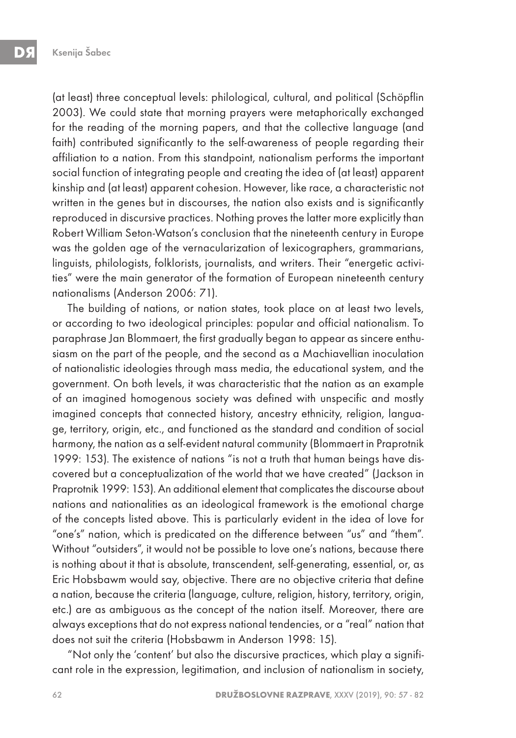(at least) three conceptual levels: philological, cultural, and political (Schöpflin 2003). We could state that morning prayers were metaphorically exchanged for the reading of the morning papers, and that the collective language (and faith) contributed significantly to the self-awareness of people regarding their affiliation to a nation. From this standpoint, nationalism performs the important social function of integrating people and creating the idea of (at least) apparent kinship and (at least) apparent cohesion. However, like race, a characteristic not written in the genes but in discourses, the nation also exists and is significantly reproduced in discursive practices. Nothing proves the latter more explicitly than Robert William Seton-Watson's conclusion that the nineteenth century in Europe was the golden age of the vernacularization of lexicographers, grammarians, linguists, philologists, folklorists, journalists, and writers. Their "energetic activities" were the main generator of the formation of European nineteenth century nationalisms (Anderson 2006: 71).

The building of nations, or nation states, took place on at least two levels, or according to two ideological principles: popular and official nationalism. To paraphrase Jan Blommaert, the first gradually began to appear as sincere enthusiasm on the part of the people, and the second as a Machiavellian inoculation of nationalistic ideologies through mass media, the educational system, and the government. On both levels, it was characteristic that the nation as an example of an imagined homogenous society was defined with unspecific and mostly imagined concepts that connected history, ancestry ethnicity, religion, language, territory, origin, etc., and functioned as the standard and condition of social harmony, the nation as a self-evident natural community (Blommaert in Praprotnik 1999: 153). The existence of nations "is not a truth that human beings have discovered but a conceptualization of the world that we have created" (Jackson in Praprotnik 1999: 153). An additional element that complicates the discourse about nations and nationalities as an ideological framework is the emotional charge of the concepts listed above. This is particularly evident in the idea of love for "one's" nation, which is predicated on the difference between "us" and "them". Without "outsiders", it would not be possible to love one's nations, because there is nothing about it that is absolute, transcendent, self-generating, essential, or, as Eric Hobsbawm would say, objective. There are no objective criteria that define a nation, because the criteria (language, culture, religion, history, territory, origin, etc.) are as ambiguous as the concept of the nation itself. Moreover, there are always exceptions that do not express national tendencies, or a "real" nation that does not suit the criteria (Hobsbawm in Anderson 1998: 15).

"Not only the 'content' but also the discursive practices, which play a significant role in the expression, legitimation, and inclusion of nationalism in society,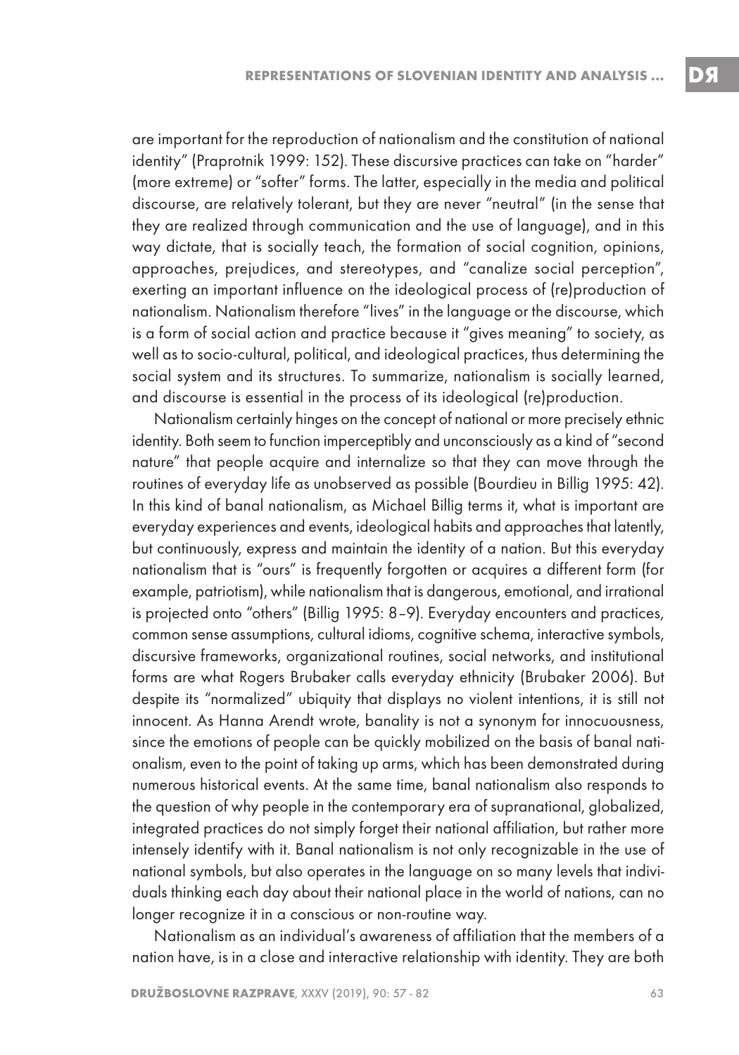are important for the reproduction of nationalism and the constitution of national identity" (Praprotnik 1999: 152). These discursive practices can take on "harder" (more extreme) or "softer" forms. The latter, especially in the media and political discourse, are relatively tolerant, but they are never "neutral" (in the sense that they are realized through communication and the use of language), and in this way dictate, that is socially teach, the formation of social cognition, opinions, approaches, prejudices, and stereotypes, and "canalize social perception", exerting an important influence on the ideological process of (re)production of nationalism. Nationalism therefore "lives" in the language or the discourse, which is a form of social action and practice because it "gives meaning" to society, as well as to socio-cultural, political, and ideological practices, thus determining the social system and its structures. To summarize, nationalism is socially learned, and discourse is essential in the process of its ideological (re)production.

Nationalism certainly hinges on the concept of national or more precisely ethnic identity. Both seem to function imperceptibly and unconsciously as a kind of "second nature" that people acquire and internalize so that they can move through the routines of everyday life as unobserved as possible (Bourdieu in Billig 1995: 42). In this kind of banal nationalism, as Michael Billig terms it, what is important are everyday experiences and events, ideological habits and approaches that latently, but continuously, express and maintain the identity of a nation. But this everyday nationalism that is "ours" is frequently forgotten or acquires a different form (for example, patriotism), while nationalism that is dangerous, emotional, and irrational is projected onto "others" (Billig 1995: 8–9). Everyday encounters and practices, common sense assumptions, cultural idioms, cognitive schema, interactive symbols, discursive frameworks, organizational routines, social networks, and institutional forms are what Rogers Brubaker calls everyday ethnicity (Brubaker 2006). But despite its "normalized" ubiquity that displays no violent intentions, it is still not innocent. As Hanna Arendt wrote, banality is not a synonym for innocuousness, since the emotions of people can be quickly mobilized on the basis of banal nationalism, even to the point of taking up arms, which has been demonstrated during numerous historical events. At the same time, banal nationalism also responds to the question of why people in the contemporary era of supranational, globalized, integrated practices do not simply forget their national affiliation, but rather more intensely identify with it. Banal nationalism is not only recognizable in the use of national symbols, but also operates in the language on so many levels that individuals thinking each day about their national place in the world of nations, can no longer recognize it in a conscious or non-routine way.

Nationalism as an individual's awareness of affiliation that the members of a nation have, is in a close and interactive relationship with identity. They are both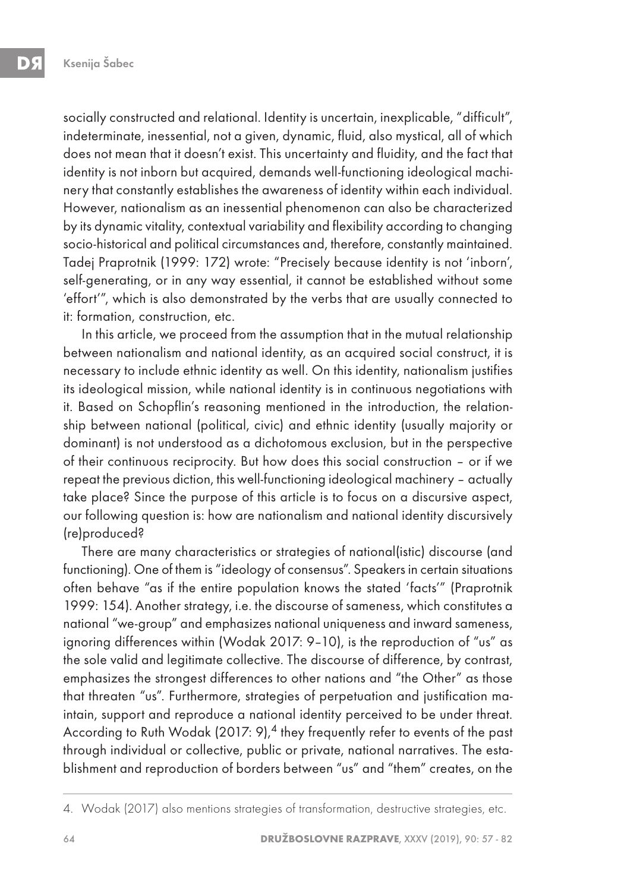socially constructed and relational. Identity is uncertain, inexplicable, "difficult", indeterminate, inessential, not a given, dynamic, fluid, also mystical, all of which does not mean that it doesn't exist. This uncertainty and fluidity, and the fact that identity is not inborn but acquired, demands well-functioning ideological machinery that constantly establishes the awareness of identity within each individual. However, nationalism as an inessential phenomenon can also be characterized by its dynamic vitality, contextual variability and flexibility according to changing socio-historical and political circumstances and, therefore, constantly maintained. Tadej Praprotnik (1999: 172) wrote: "Precisely because identity is not 'inborn', self-generating, or in any way essential, it cannot be established without some 'effort'", which is also demonstrated by the verbs that are usually connected to it: formation, construction, etc.

In this article, we proceed from the assumption that in the mutual relationship between nationalism and national identity, as an acquired social construct, it is necessary to include ethnic identity as well. On this identity, nationalism justifies its ideological mission, while national identity is in continuous negotiations with it. Based on Schopflin's reasoning mentioned in the introduction, the relationship between national (political, civic) and ethnic identity (usually majority or dominant) is not understood as a dichotomous exclusion, but in the perspective of their continuous reciprocity. But how does this social construction – or if we repeat the previous diction, this well-functioning ideological machinery – actually take place? Since the purpose of this article is to focus on a discursive aspect, our following question is: how are nationalism and national identity discursively (re)produced?

There are many characteristics or strategies of national(istic) discourse (and functioning). One of them is "ideology of consensus". Speakers in certain situations often behave "as if the entire population knows the stated 'facts'" (Praprotnik 1999: 154). Another strategy, i.e. the discourse of sameness, which constitutes a national "we-group" and emphasizes national uniqueness and inward sameness, ignoring differences within (Wodak 2017: 9–10), is the reproduction of "us" as the sole valid and legitimate collective. The discourse of difference, by contrast, emphasizes the strongest differences to other nations and "the Other" as those that threaten "us". Furthermore, strategies of perpetuation and justification maintain, support and reproduce a national identity perceived to be under threat. According to Ruth Wodak (2017: 9),[4] they frequently refer to events of the past through individual or collective, public or private, national narratives. The establishment and reproduction of borders between "us" and "them" creates, on the

4. Wodak (2017) also mentions strategies of transformation, destructive strategies, etc.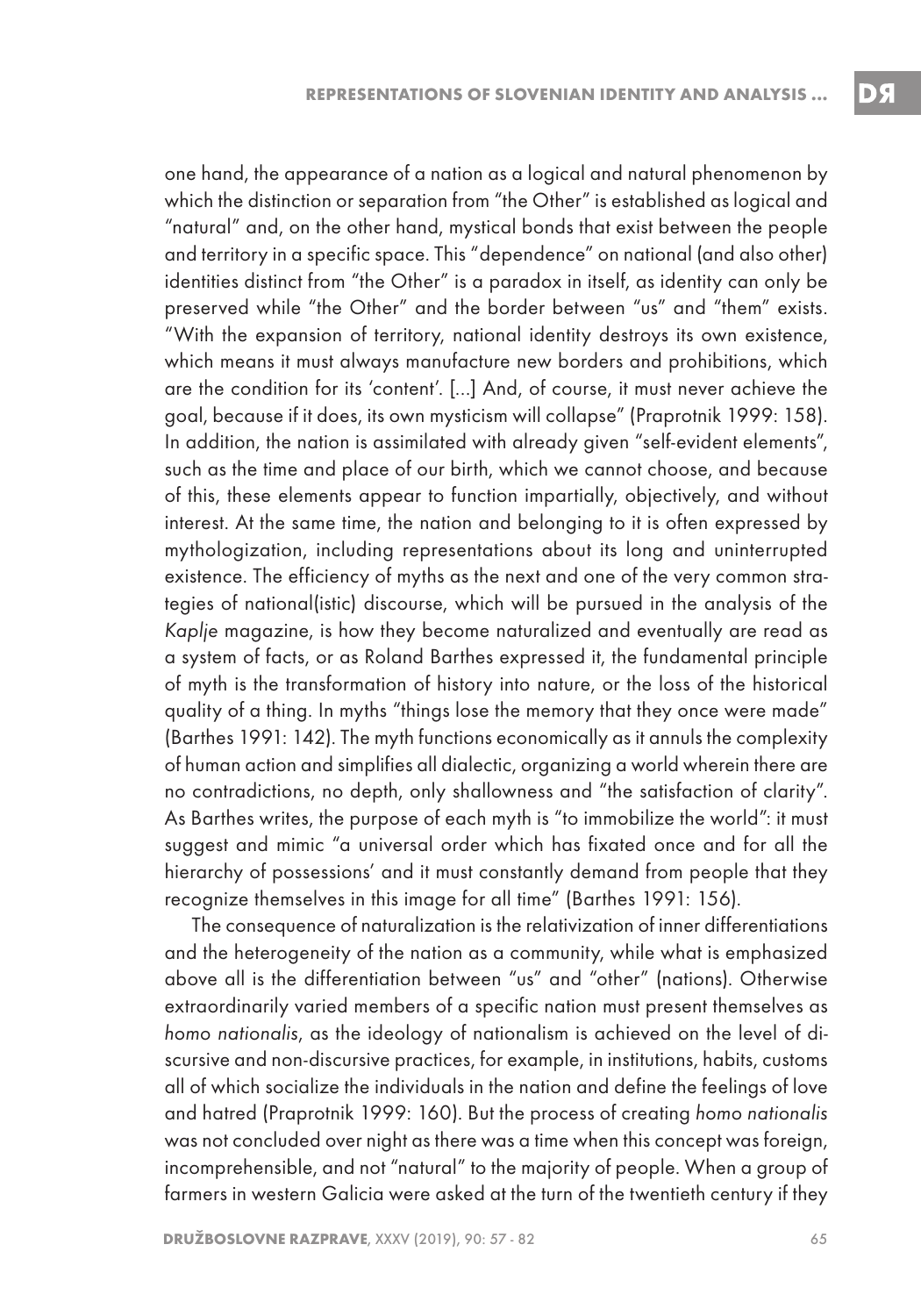one hand, the appearance of a nation as a logical and natural phenomenon by which the distinction or separation from "the Other" is established as logical and "natural" and, on the other hand, mystical bonds that exist between the people and territory in a specific space. This "dependence" on national (and also other) identities distinct from "the Other" is a paradox in itself, as identity can only be preserved while "the Other" and the border between "us" and "them" exists. "With the expansion of territory, national identity destroys its own existence, which means it must always manufacture new borders and prohibitions, which are the condition for its 'content'. […] And, of course, it must never achieve the goal, because if it does, its own mysticism will collapse" (Praprotnik 1999: 158). In addition, the nation is assimilated with already given "self-evident elements", such as the time and place of our birth, which we cannot choose, and because of this, these elements appear to function impartially, objectively, and without interest. At the same time, the nation and belonging to it is often expressed by mythologization, including representations about its long and uninterrupted existence. The efficiency of myths as the next and one of the very common strategies of national(istic) discourse, which will be pursued in the analysis of the *Kaplje* magazine, is how they become naturalized and eventually are read as a system of facts, or as Roland Barthes expressed it, the fundamental principle of myth is the transformation of history into nature, or the loss of the historical quality of a thing. In myths "things lose the memory that they once were made" (Barthes 1991: 142). The myth functions economically as it annuls the complexity of human action and simplifies all dialectic, organizing a world wherein there are no contradictions, no depth, only shallowness and "the satisfaction of clarity". As Barthes writes, the purpose of each myth is "to immobilize the world": it must suggest and mimic "a universal order which has fixated once and for all the hierarchy of possessions' and it must constantly demand from people that they recognize themselves in this image for all time" (Barthes 1991: 156).

The consequence of naturalization is the relativization of inner differentiations and the heterogeneity of the nation as a community, while what is emphasized above all is the differentiation between "us" and "other" (nations). Otherwise extraordinarily varied members of a specific nation must present themselves as *homo nationalis*, as the ideology of nationalism is achieved on the level of discursive and non-discursive practices, for example, in institutions, habits, customs all of which socialize the individuals in the nation and define the feelings of love and hatred (Praprotnik 1999: 160). But the process of creating *homo nationalis* was not concluded over night as there was a time when this concept was foreign, incomprehensible, and not "natural" to the majority of people. When a group of farmers in western Galicia were asked at the turn of the twentieth century if they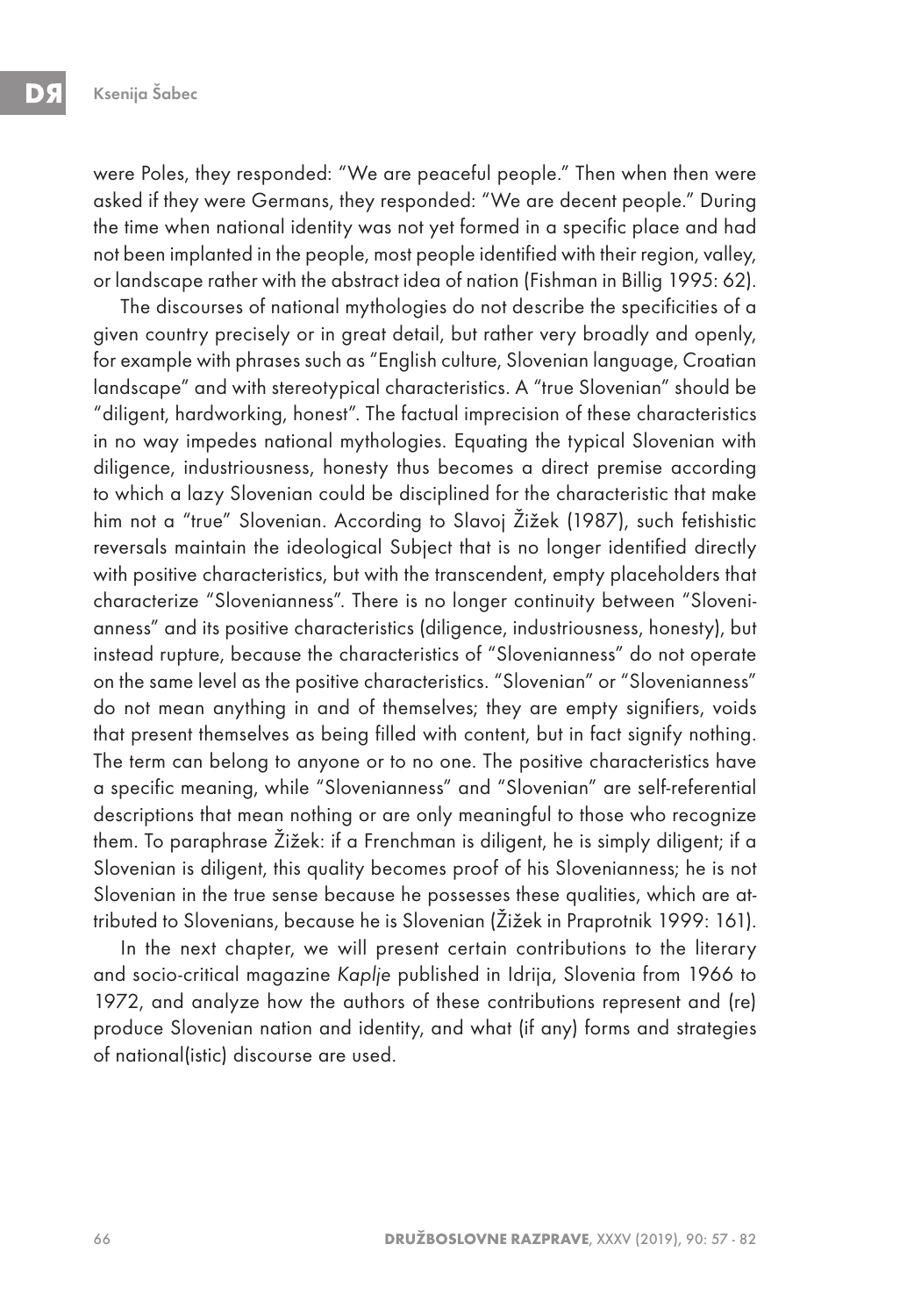were Poles, they responded: "We are peaceful people." Then when then were asked if they were Germans, they responded: "We are decent people." During the time when national identity was not yet formed in a specific place and had not been implanted in the people, most people identified with their region, valley, or landscape rather with the abstract idea of nation (Fishman in Billig 1995: 62).

The discourses of national mythologies do not describe the specificities of a given country precisely or in great detail, but rather very broadly and openly, for example with phrases such as "English culture, Slovenian language, Croatian landscape" and with stereotypical characteristics. A "true Slovenian" should be "diligent, hardworking, honest". The factual imprecision of these characteristics in no way impedes national mythologies. Equating the typical Slovenian with diligence, industriousness, honesty thus becomes a direct premise according to which a lazy Slovenian could be disciplined for the characteristic that make him not a "true" Slovenian. According to Slavoj Žižek (1987), such fetishistic reversals maintain the ideological Subject that is no longer identified directly with positive characteristics, but with the transcendent, empty placeholders that characterize "Slovenianness". There is no longer continuity between "Slovenianness" and its positive characteristics (diligence, industriousness, honesty), but instead rupture, because the characteristics of "Slovenianness" do not operate on the same level as the positive characteristics. "Slovenian" or "Slovenianness" do not mean anything in and of themselves; they are empty signifiers, voids that present themselves as being filled with content, but in fact signify nothing. The term can belong to anyone or to no one. The positive characteristics have a specific meaning, while "Slovenianness" and "Slovenian" are self-referential descriptions that mean nothing or are only meaningful to those who recognize them. To paraphrase Žižek: if a Frenchman is diligent, he is simply diligent; if a Slovenian is diligent, this quality becomes proof of his Slovenianness; he is not Slovenian in the true sense because he possesses these qualities, which are attributed to Slovenians, because he is Slovenian (Žižek in Praprotnik 1999: 161).

In the next chapter, we will present certain contributions to the literary and socio-critical magazine *Kaplje* published in Idrija, Slovenia from 1966 to 1972, and analyze how the authors of these contributions represent and (re)produce Slovenian nation and identity, and what (if any) forms and strategies of national(istic) discourse are used.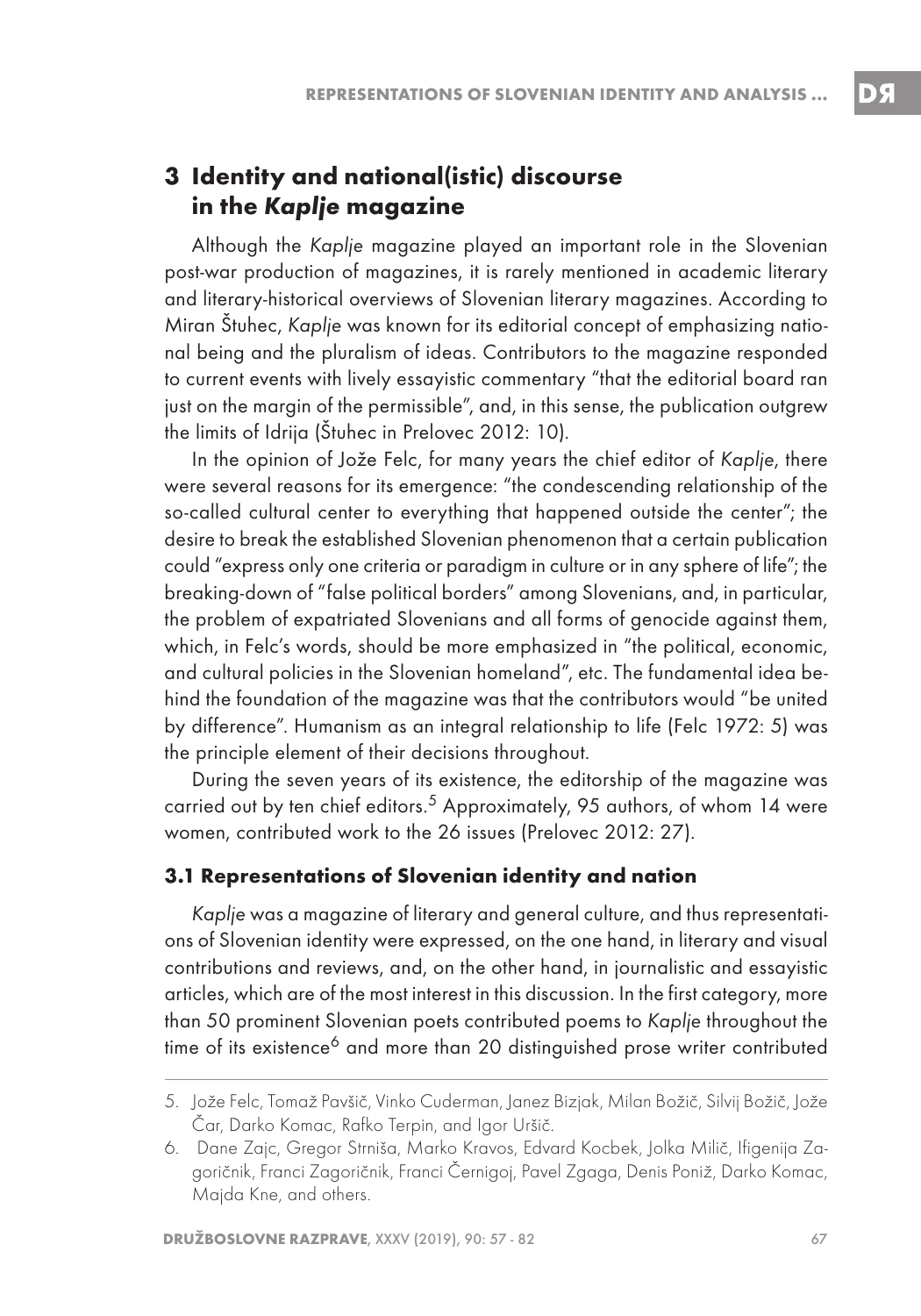## 3 Identity and national(istic) discourse in the *Kaplje* magazine

Although the *Kaplje* magazine played an important role in the Slovenian post-war production of magazines, it is rarely mentioned in academic literary and literary-historical overviews of Slovenian literary magazines. According to Miran Štuhec, *Kaplje* was known for its editorial concept of emphasizing national being and the pluralism of ideas. Contributors to the magazine responded to current events with lively essayistic commentary "that the editorial board ran just on the margin of the permissible", and, in this sense, the publication outgrew the limits of Idrija (Štuhec in Prelovec 2012: 10).

In the opinion of Jože Felc, for many years the chief editor of *Kaplje*, there were several reasons for its emergence: "the condescending relationship of the so-called cultural center to everything that happened outside the center"; the desire to break the established Slovenian phenomenon that a certain publication could "express only one criteria or paradigm in culture or in any sphere of life"; the breaking-down of "false political borders" among Slovenians, and, in particular, the problem of expatriated Slovenians and all forms of genocide against them, which, in Felc's words, should be more emphasized in "the political, economic, and cultural policies in the Slovenian homeland", etc. The fundamental idea behind the foundation of the magazine was that the contributors would "be united by difference". Humanism as an integral relationship to life (Felc 1972: 5) was the principle element of their decisions throughout.

During the seven years of its existence, the editorship of the magazine was carried out by ten chief editors.[5] Approximately, 95 authors, of whom 14 were women, contributed work to the 26 issues (Prelovec 2012: 27).

### 3.1 Representations of Slovenian identity and nation

*Kaplje* was a magazine of literary and general culture, and thus representations of Slovenian identity were expressed, on the one hand, in literary and visual contributions and reviews, and, on the other hand, in journalistic and essayistic articles, which are of the most interest in this discussion. In the first category, more than 50 prominent Slovenian poets contributed poems to *Kaplje* throughout the time of its existence[6] and more than 20 distinguished prose writer contributed

---

5. Jože Felc, Tomaž Pavšič, Vinko Cuderman, Janez Bizjak, Milan Božič, Silvij Božič, Jože Čar, Darko Komac, Rafko Terpin, and Igor Uršič.
6. Dane Zajc, Gregor Strniša, Marko Kravos, Edvard Kocbek, Jolka Milič, Ifigenija Zagoričnik, Franci Zagoričnik, Franci Černigoj, Pavel Zgaga, Denis Poniž, Darko Komac, Majda Kne, and others.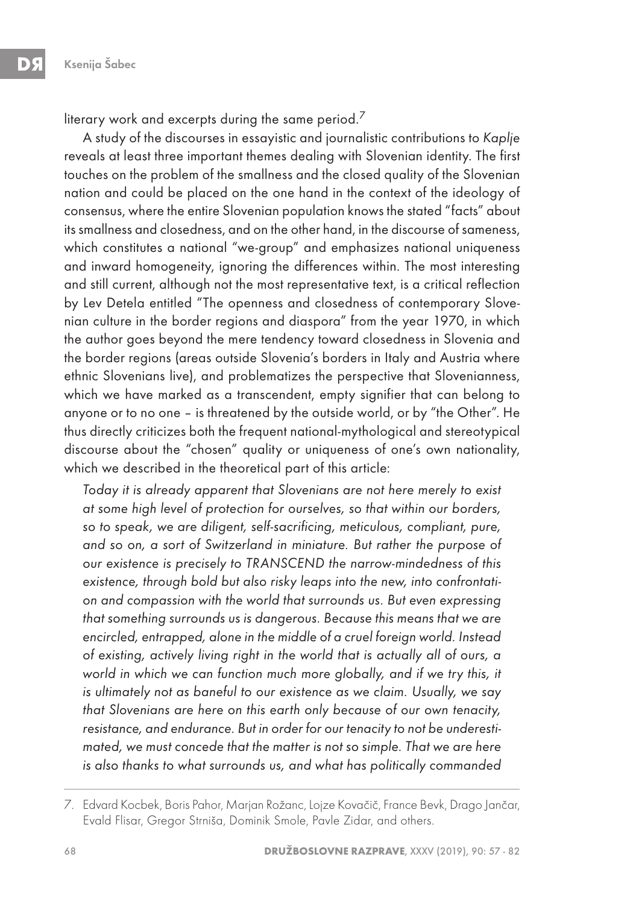literary work and excerpts during the same period.[7]

A study of the discourses in essayistic and journalistic contributions to *Kaplje* reveals at least three important themes dealing with Slovenian identity. The first touches on the problem of the smallness and the closed quality of the Slovenian nation and could be placed on the one hand in the context of the ideology of consensus, where the entire Slovenian population knows the stated "facts" about its smallness and closedness, and on the other hand, in the discourse of sameness, which constitutes a national "we-group" and emphasizes national uniqueness and inward homogeneity, ignoring the differences within. The most interesting and still current, although not the most representative text, is a critical reflection by Lev Detela entitled "The openness and closedness of contemporary Slovenian culture in the border regions and diaspora" from the year 1970, in which the author goes beyond the mere tendency toward closedness in Slovenia and the border regions (areas outside Slovenia's borders in Italy and Austria where ethnic Slovenians live), and problematizes the perspective that Slovenianness, which we have marked as a transcendent, empty signifier that can belong to anyone or to no one – is threatened by the outside world, or by "the Other". He thus directly criticizes both the frequent national-mythological and stereotypical discourse about the "chosen" quality or uniqueness of one's own nationality, which we described in the theoretical part of this article:

> *Today it is already apparent that Slovenians are not here merely to exist at some high level of protection for ourselves, so that within our borders, so to speak, we are diligent, self-sacrificing, meticulous, compliant, pure, and so on, a sort of Switzerland in miniature. But rather the purpose of our existence is precisely to TRANSCEND the narrow-mindedness of this existence, through bold but also risky leaps into the new, into confrontation and compassion with the world that surrounds us. But even expressing that something surrounds us is dangerous. Because this means that we are encircled, entrapped, alone in the middle of a cruel foreign world. Instead of existing, actively living right in the world that is actually all of ours, a world in which we can function much more globally, and if we try this, it is ultimately not as baneful to our existence as we claim. Usually, we say that Slovenians are here on this earth only because of our own tenacity, resistance, and endurance. But in order for our tenacity to not be underestimated, we must concede that the matter is not so simple. That we are here is also thanks to what surrounds us, and what has politically commanded*

---

7. Edvard Kocbek, Boris Pahor, Marjan Rožanc, Lojze Kovačič, France Bevk, Drago Jančar, Evald Flisar, Gregor Strniša, Dominik Smole, Pavle Zidar, and others.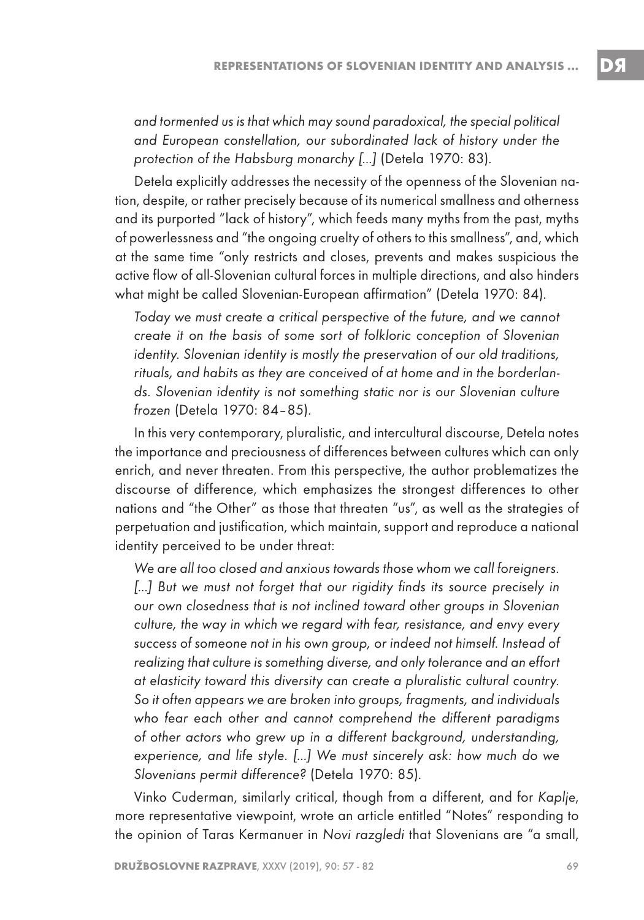*and tormented us is that which may sound paradoxical, the special political and European constellation, our subordinated lack of history under the protection of the Habsburg monarchy [...]* (Detela 1970: 83).

Detela explicitly addresses the necessity of the openness of the Slovenian nation, despite, or rather precisely because of its numerical smallness and otherness and its purported "lack of history", which feeds many myths from the past, myths of powerlessness and "the ongoing cruelty of others to this smallness", and, which at the same time "only restricts and closes, prevents and makes suspicious the active flow of all-Slovenian cultural forces in multiple directions, and also hinders what might be called Slovenian-European affirmation" (Detela 1970: 84).

*Today we must create a critical perspective of the future, and we cannot create it on the basis of some sort of folkloric conception of Slovenian identity. Slovenian identity is mostly the preservation of our old traditions, rituals, and habits as they are conceived of at home and in the borderlands. Slovenian identity is not something static nor is our Slovenian culture frozen* (Detela 1970: 84–85).

In this very contemporary, pluralistic, and intercultural discourse, Detela notes the importance and preciousness of differences between cultures which can only enrich, and never threaten. From this perspective, the author problematizes the discourse of difference, which emphasizes the strongest differences to other nations and "the Other" as those that threaten "us", as well as the strategies of perpetuation and justification, which maintain, support and reproduce a national identity perceived to be under threat:

*We are all too closed and anxious towards those whom we call foreigners. [...] But we must not forget that our rigidity finds its source precisely in our own closedness that is not inclined toward other groups in Slovenian culture, the way in which we regard with fear, resistance, and envy every success of someone not in his own group, or indeed not himself. Instead of realizing that culture is something diverse, and only tolerance and an effort at elasticity toward this diversity can create a pluralistic cultural country. So it often appears we are broken into groups, fragments, and individuals who fear each other and cannot comprehend the different paradigms of other actors who grew up in a different background, understanding, experience, and life style. [...] We must sincerely ask: how much do we Slovenians permit difference?* (Detela 1970: 85).

Vinko Cuderman, similarly critical, though from a different, and for *Kaplje*, more representative viewpoint, wrote an article entitled "Notes" responding to the opinion of Taras Kermanuer in *Novi razgledi* that Slovenians are "a small,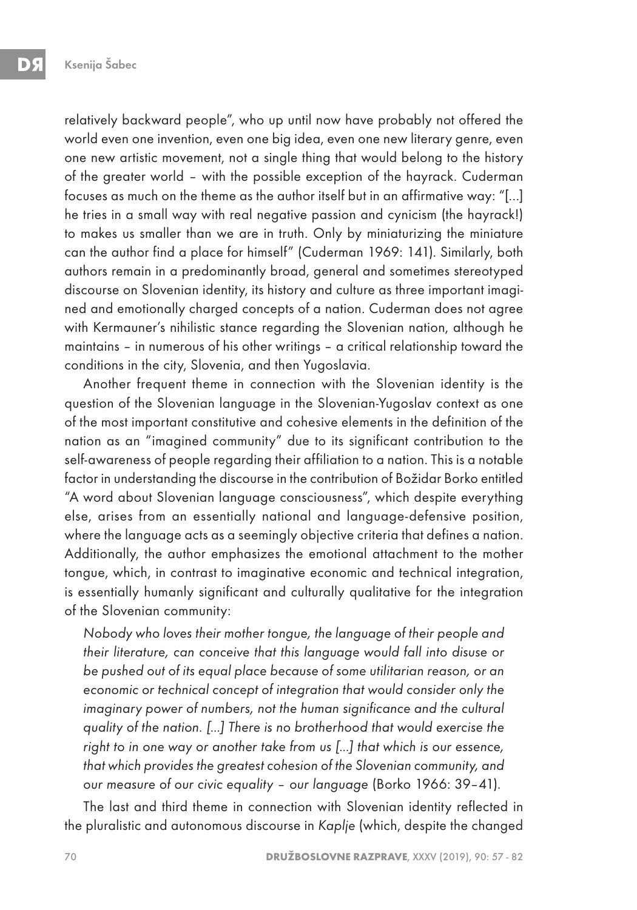relatively backward people", who up until now have probably not offered the world even one invention, even one big idea, even one new literary genre, even one new artistic movement, not a single thing that would belong to the history of the greater world – with the possible exception of the hayrack. Cuderman focuses as much on the theme as the author itself but in an affirmative way: "[...] he tries in a small way with real negative passion and cynicism (the hayrack!) to makes us smaller than we are in truth. Only by miniaturizing the miniature can the author find a place for himself" (Cuderman 1969: 141). Similarly, both authors remain in a predominantly broad, general and sometimes stereotyped discourse on Slovenian identity, its history and culture as three important imagined and emotionally charged concepts of a nation. Cuderman does not agree with Kermauner's nihilistic stance regarding the Slovenian nation, although he maintains – in numerous of his other writings – a critical relationship toward the conditions in the city, Slovenia, and then Yugoslavia.

Another frequent theme in connection with the Slovenian identity is the question of the Slovenian language in the Slovenian-Yugoslav context as one of the most important constitutive and cohesive elements in the definition of the nation as an "imagined community" due to its significant contribution to the self-awareness of people regarding their affiliation to a nation. This is a notable factor in understanding the discourse in the contribution of Božidar Borko entitled "A word about Slovenian language consciousness", which despite everything else, arises from an essentially national and language-defensive position, where the language acts as a seemingly objective criteria that defines a nation. Additionally, the author emphasizes the emotional attachment to the mother tongue, which, in contrast to imaginative economic and technical integration, is essentially humanly significant and culturally qualitative for the integration of the Slovenian community:

> *Nobody who loves their mother tongue, the language of their people and their literature, can conceive that this language would fall into disuse or be pushed out of its equal place because of some utilitarian reason, or an economic or technical concept of integration that would consider only the imaginary power of numbers, not the human significance and the cultural quality of the nation. [...] There is no brotherhood that would exercise the right to in one way or another take from us [...] that which is our essence, that which provides the greatest cohesion of the Slovenian community, and our measure of our civic equality – our language* (Borko 1966: 39–41).

The last and third theme in connection with Slovenian identity reflected in the pluralistic and autonomous discourse in *Kaplje* (which, despite the changed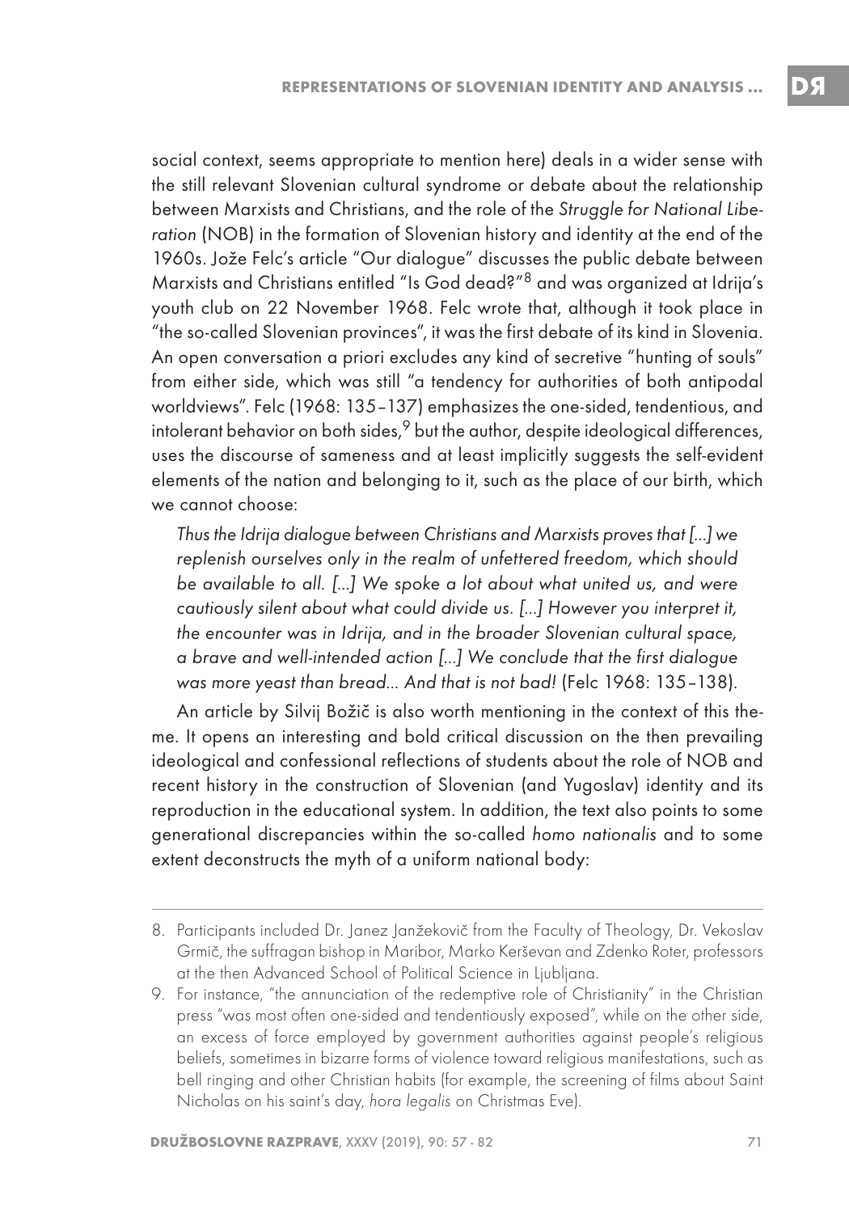social context, seems appropriate to mention here) deals in a wider sense with the still relevant Slovenian cultural syndrome or debate about the relationship between Marxists and Christians, and the role of the *Struggle for National Liberation* (NOB) in the formation of Slovenian history and identity at the end of the 1960s. Jože Felc's article "Our dialogue" discusses the public debate between Marxists and Christians entitled "Is God dead?"[8] and was organized at Idrija's youth club on 22 November 1968. Felc wrote that, although it took place in "the so-called Slovenian provinces", it was the first debate of its kind in Slovenia. An open conversation a priori excludes any kind of secretive "hunting of souls" from either side, which was still "a tendency for authorities of both antipodal worldviews". Felc (1968: 135–137) emphasizes the one-sided, tendentious, and intolerant behavior on both sides,[9] but the author, despite ideological differences, uses the discourse of sameness and at least implicitly suggests the self-evident elements of the nation and belonging to it, such as the place of our birth, which we cannot choose:

> *Thus the Idrija dialogue between Christians and Marxists proves that [...] we replenish ourselves only in the realm of unfettered freedom, which should be available to all. [...] We spoke a lot about what united us, and were cautiously silent about what could divide us. [...] However you interpret it, the encounter was in Idrija, and in the broader Slovenian cultural space, a brave and well-intended action [...] We conclude that the first dialogue was more yeast than bread... And that is not bad!* (Felc 1968: 135–138).

An article by Silvij Božič is also worth mentioning in the context of this theme. It opens an interesting and bold critical discussion on the then prevailing ideological and confessional reflections of students about the role of NOB and recent history in the construction of Slovenian (and Yugoslav) identity and its reproduction in the educational system. In addition, the text also points to some generational discrepancies within the so-called *homo nationalis* and to some extent deconstructs the myth of a uniform national body:

---

8. Participants included Dr. Janez Janžekovič from the Faculty of Theology, Dr. Vekoslav Grmič, the suffragan bishop in Maribor, Marko Kerševan and Zdenko Roter, professors at the then Advanced School of Political Science in Ljubljana.
9. For instance, "the annunciation of the redemptive role of Christianity" in the Christian press "was most often one-sided and tendentiously exposed", while on the other side, an excess of force employed by government authorities against people's religious beliefs, sometimes in bizarre forms of violence toward religious manifestations, such as bell ringing and other Christian habits (for example, the screening of films about Saint Nicholas on his saint's day, *hora legalis* on Christmas Eve).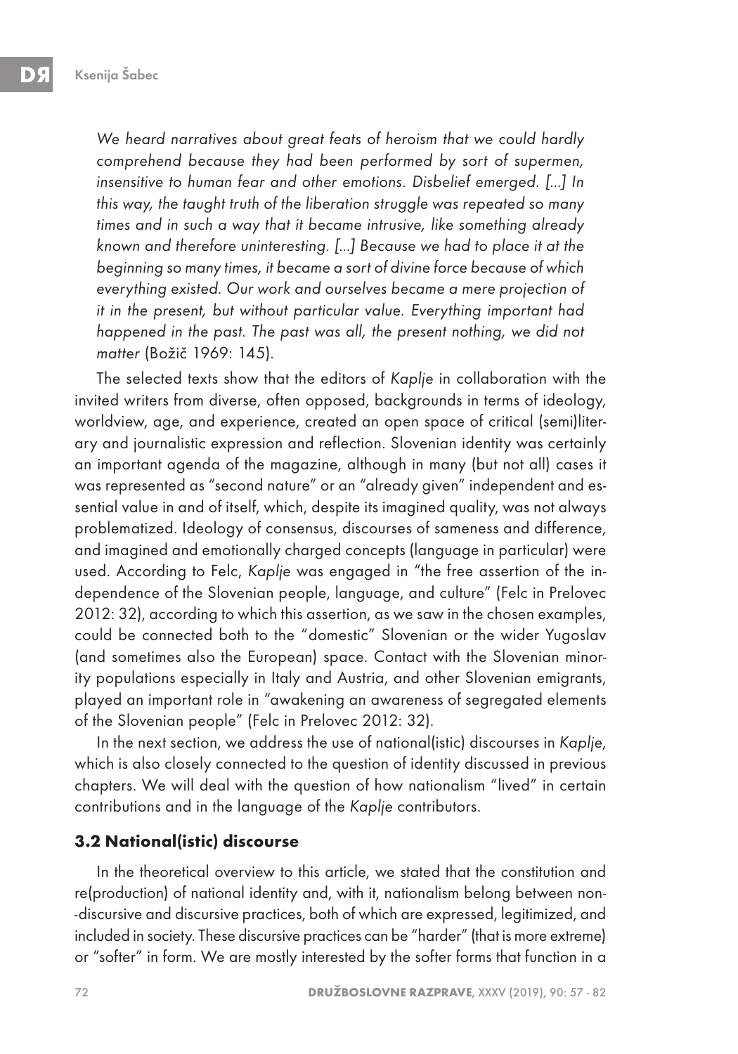*We heard narratives about great feats of heroism that we could hardly comprehend because they had been performed by sort of supermen, insensitive to human fear and other emotions. Disbelief emerged. [...] In this way, the taught truth of the liberation struggle was repeated so many times and in such a way that it became intrusive, like something already known and therefore uninteresting. [...] Because we had to place it at the beginning so many times, it became a sort of divine force because of which everything existed. Our work and ourselves became a mere projection of it in the present, but without particular value. Everything important had happened in the past. The past was all, the present nothing, we did not matter* (Božič 1969: 145).

The selected texts show that the editors of *Kaplje* in collaboration with the invited writers from diverse, often opposed, backgrounds in terms of ideology, worldview, age, and experience, created an open space of critical (semi)literary and journalistic expression and reflection. Slovenian identity was certainly an important agenda of the magazine, although in many (but not all) cases it was represented as "second nature" or an "already given" independent and essential value in and of itself, which, despite its imagined quality, was not always problematized. Ideology of consensus, discourses of sameness and difference, and imagined and emotionally charged concepts (language in particular) were used. According to Felc, *Kaplje* was engaged in "the free assertion of the independence of the Slovenian people, language, and culture" (Felc in Prelovec 2012: 32), according to which this assertion, as we saw in the chosen examples, could be connected both to the "domestic" Slovenian or the wider Yugoslav (and sometimes also the European) space. Contact with the Slovenian minority populations especially in Italy and Austria, and other Slovenian emigrants, played an important role in "awakening an awareness of segregated elements of the Slovenian people" (Felc in Prelovec 2012: 32).

In the next section, we address the use of national(istic) discourses in *Kaplje*, which is also closely connected to the question of identity discussed in previous chapters. We will deal with the question of how nationalism "lived" in certain contributions and in the language of the *Kaplje* contributors.

### 3.2 National(istic) discourse

In the theoretical overview to this article, we stated that the constitution and re(production) of national identity and, with it, nationalism belong between non--discursive and discursive practices, both of which are expressed, legitimized, and included in society. These discursive practices can be "harder" (that is more extreme) or "softer" in form. We are mostly interested by the softer forms that function in a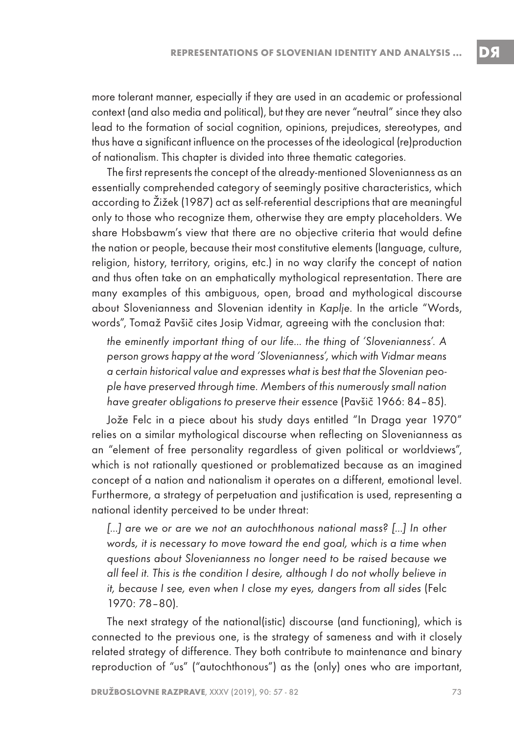more tolerant manner, especially if they are used in an academic or professional context (and also media and political), but they are never "neutral" since they also lead to the formation of social cognition, opinions, prejudices, stereotypes, and thus have a significant influence on the processes of the ideological (re)production of nationalism. This chapter is divided into three thematic categories.

The first represents the concept of the already-mentioned Slovenianness as an essentially comprehended category of seemingly positive characteristics, which according to Žižek (1987) act as self-referential descriptions that are meaningful only to those who recognize them, otherwise they are empty placeholders. We share Hobsbawm's view that there are no objective criteria that would define the nation or people, because their most constitutive elements (language, culture, religion, history, territory, origins, etc.) in no way clarify the concept of nation and thus often take on an emphatically mythological representation. There are many examples of this ambiguous, open, broad and mythological discourse about Slovenianness and Slovenian identity in *Kaplje*. In the article "Words, words", Tomaž Pavšič cites Josip Vidmar, agreeing with the conclusion that:

> *the eminently important thing of our life... the thing of 'Slovenianness'. A person grows happy at the word 'Slovenianness', which with Vidmar means a certain historical value and expresses what is best that the Slovenian people have preserved through time. Members of this numerously small nation have greater obligations to preserve their essence* (Pavšič 1966: 84–85).

Jože Felc in a piece about his study days entitled "In Draga year 1970" relies on a similar mythological discourse when reflecting on Slovenianness as an "element of free personality regardless of given political or worldviews", which is not rationally questioned or problematized because as an imagined concept of a nation and nationalism it operates on a different, emotional level. Furthermore, a strategy of perpetuation and justification is used, representing a national identity perceived to be under threat:

> *[...] are we or are we not an autochthonous national mass? [...] In other words, it is necessary to move toward the end goal, which is a time when questions about Slovenianness no longer need to be raised because we all feel it. This is the condition I desire, although I do not wholly believe in it, because I see, even when I close my eyes, dangers from all sides* (Felc 1970: 78–80).

The next strategy of the national(istic) discourse (and functioning), which is connected to the previous one, is the strategy of sameness and with it closely related strategy of difference. They both contribute to maintenance and binary reproduction of "us" ("autochthonous") as the (only) ones who are important,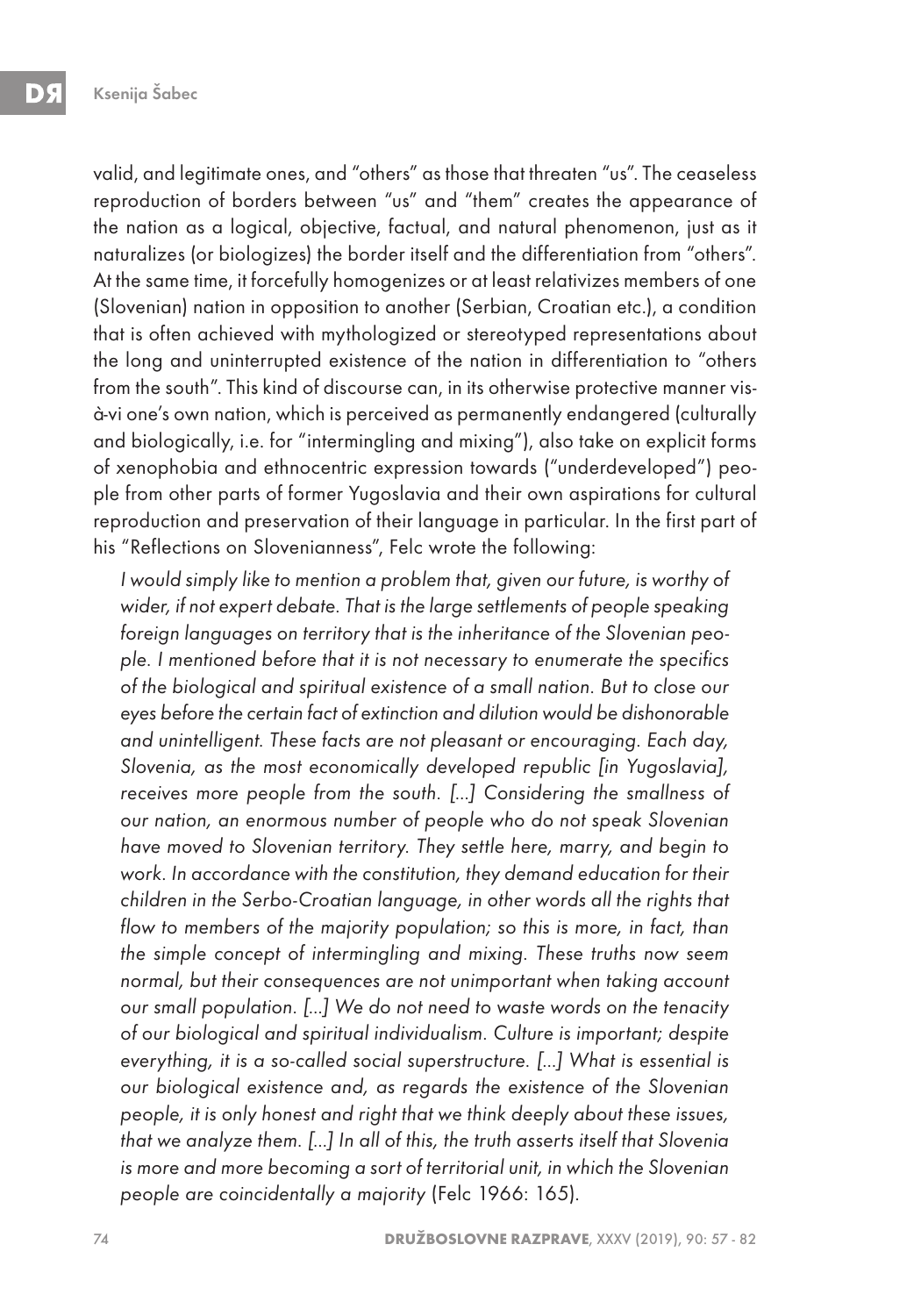valid, and legitimate ones, and "others" as those that threaten "us". The ceaseless reproduction of borders between "us" and "them" creates the appearance of the nation as a logical, objective, factual, and natural phenomenon, just as it naturalizes (or biologizes) the border itself and the differentiation from "others". At the same time, it forcefully homogenizes or at least relativizes members of one (Slovenian) nation in opposition to another (Serbian, Croatian etc.), a condition that is often achieved with mythologized or stereotyped representations about the long and uninterrupted existence of the nation in differentiation to "others from the south". This kind of discourse can, in its otherwise protective manner vis-à-vi one's own nation, which is perceived as permanently endangered (culturally and biologically, i.e. for "intermingling and mixing"), also take on explicit forms of xenophobia and ethnocentric expression towards ("underdeveloped") people from other parts of former Yugoslavia and their own aspirations for cultural reproduction and preservation of their language in particular. In the first part of his "Reflections on Slovenianness", Felc wrote the following:

> *I would simply like to mention a problem that, given our future, is worthy of wider, if not expert debate. That is the large settlements of people speaking foreign languages on territory that is the inheritance of the Slovenian people. I mentioned before that it is not necessary to enumerate the specifics of the biological and spiritual existence of a small nation. But to close our eyes before the certain fact of extinction and dilution would be dishonorable and unintelligent. These facts are not pleasant or encouraging. Each day, Slovenia, as the most economically developed republic [in Yugoslavia], receives more people from the south. [...] Considering the smallness of our nation, an enormous number of people who do not speak Slovenian have moved to Slovenian territory. They settle here, marry, and begin to work. In accordance with the constitution, they demand education for their children in the Serbo-Croatian language, in other words all the rights that flow to members of the majority population; so this is more, in fact, than the simple concept of intermingling and mixing. These truths now seem normal, but their consequences are not unimportant when taking account our small population. [...] We do not need to waste words on the tenacity of our biological and spiritual individualism. Culture is important; despite everything, it is a so-called social superstructure. [...] What is essential is our biological existence and, as regards the existence of the Slovenian people, it is only honest and right that we think deeply about these issues, that we analyze them. [...] In all of this, the truth asserts itself that Slovenia is more and more becoming a sort of territorial unit, in which the Slovenian people are coincidentally a majority* (Felc 1966: 165).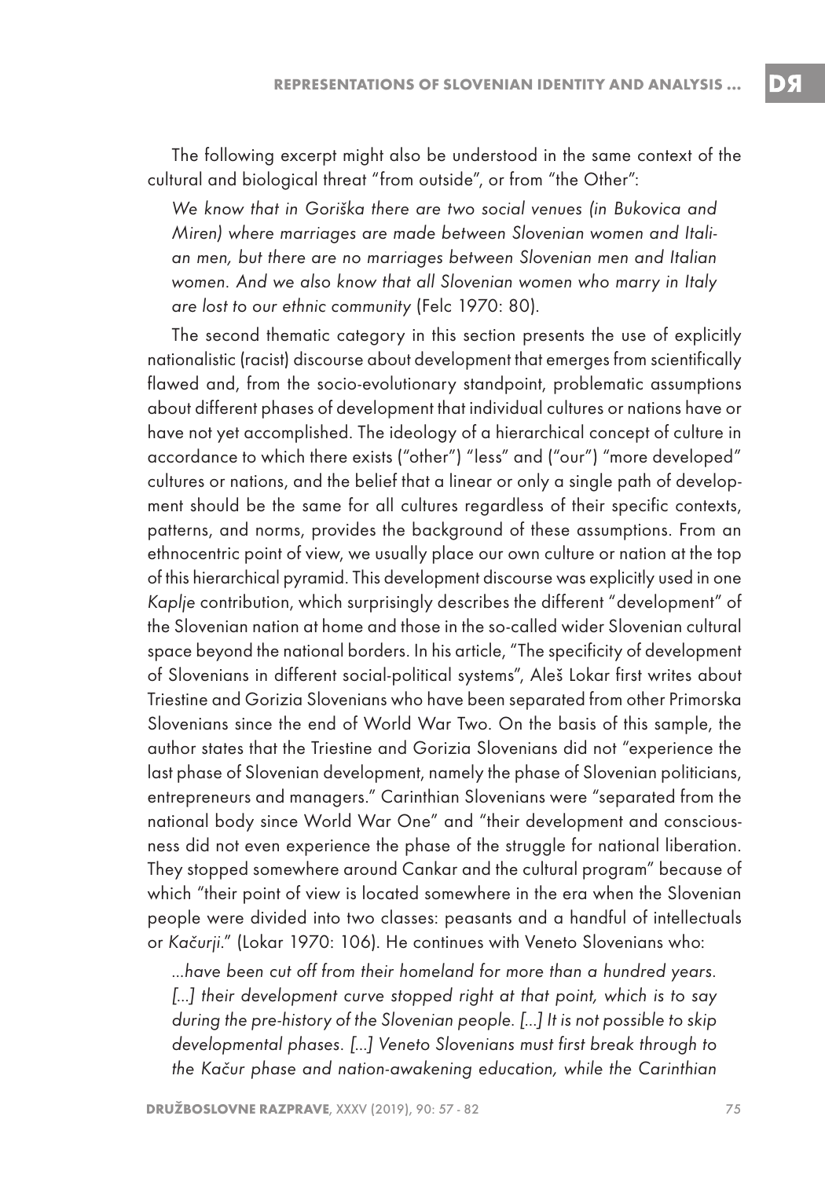The following excerpt might also be understood in the same context of the cultural and biological threat "from outside", or from "the Other":

> *We know that in Goriška there are two social venues (in Bukovica and Miren) where marriages are made between Slovenian women and Italian men, but there are no marriages between Slovenian men and Italian women. And we also know that all Slovenian women who marry in Italy are lost to our ethnic community* (Felc 1970: 80).

The second thematic category in this section presents the use of explicitly nationalistic (racist) discourse about development that emerges from scientifically flawed and, from the socio-evolutionary standpoint, problematic assumptions about different phases of development that individual cultures or nations have or have not yet accomplished. The ideology of a hierarchical concept of culture in accordance to which there exists ("other") "less" and ("our") "more developed" cultures or nations, and the belief that a linear or only a single path of development should be the same for all cultures regardless of their specific contexts, patterns, and norms, provides the background of these assumptions. From an ethnocentric point of view, we usually place our own culture or nation at the top of this hierarchical pyramid. This development discourse was explicitly used in one *Kaplje* contribution, which surprisingly describes the different "development" of the Slovenian nation at home and those in the so-called wider Slovenian cultural space beyond the national borders. In his article, "The specificity of development of Slovenians in different social-political systems", Aleš Lokar first writes about Triestine and Gorizia Slovenians who have been separated from other Primorska Slovenians since the end of World War Two. On the basis of this sample, the author states that the Triestine and Gorizia Slovenians did not "experience the last phase of Slovenian development, namely the phase of Slovenian politicians, entrepreneurs and managers." Carinthian Slovenians were "separated from the national body since World War One" and "their development and consciousness did not even experience the phase of the struggle for national liberation. They stopped somewhere around Cankar and the cultural program" because of which "their point of view is located somewhere in the era when the Slovenian people were divided into two classes: peasants and a handful of intellectuals or *Kačurji*." (Lokar 1970: 106). He continues with Veneto Slovenians who:

> *...have been cut off from their homeland for more than a hundred years. [...] their development curve stopped right at that point, which is to say during the pre-history of the Slovenian people. [...] It is not possible to skip developmental phases. [...] Veneto Slovenians must first break through to the Kačur phase and nation-awakening education, while the Carinthian*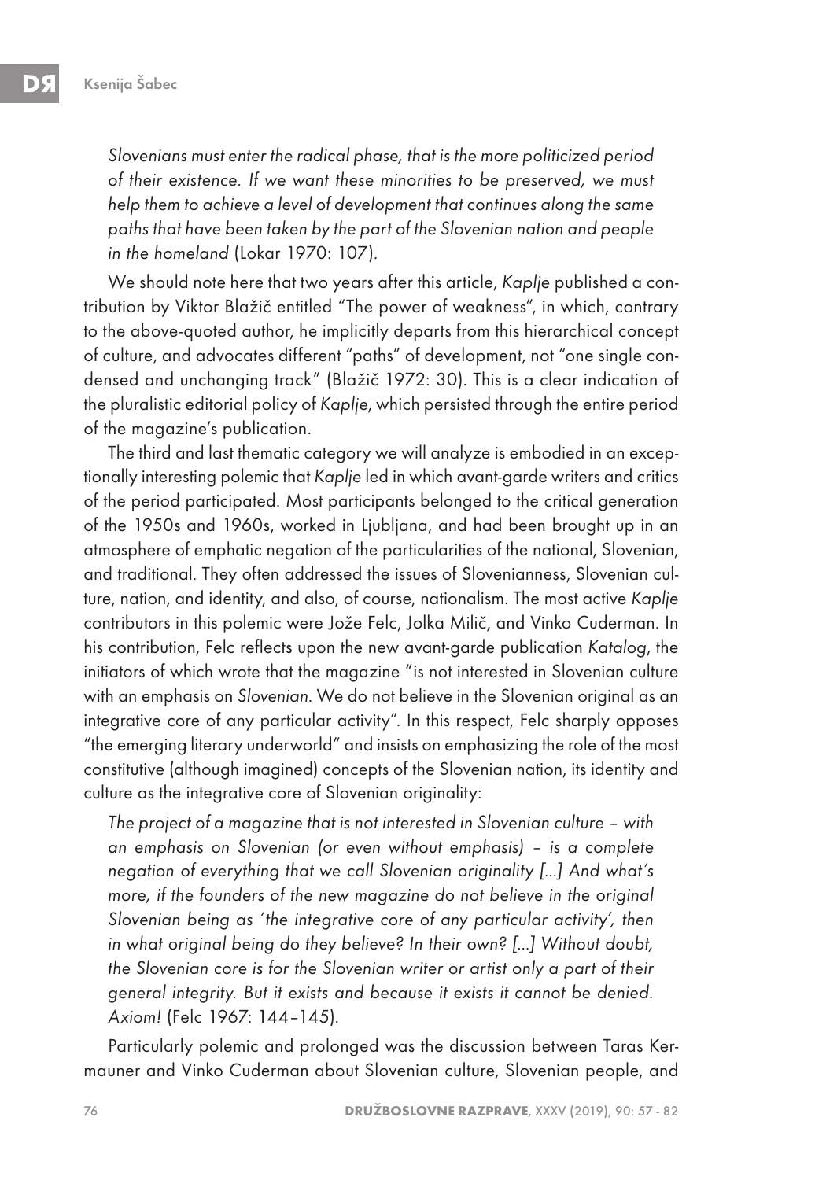*Slovenians must enter the radical phase, that is the more politicized period of their existence. If we want these minorities to be preserved, we must help them to achieve a level of development that continues along the same paths that have been taken by the part of the Slovenian nation and people in the homeland* (Lokar 1970: 107).

We should note here that two years after this article, *Kaplje* published a contribution by Viktor Blažič entitled "The power of weakness", in which, contrary to the above-quoted author, he implicitly departs from this hierarchical concept of culture, and advocates different "paths" of development, not "one single condensed and unchanging track" (Blažič 1972: 30). This is a clear indication of the pluralistic editorial policy of *Kaplje*, which persisted through the entire period of the magazine's publication.

The third and last thematic category we will analyze is embodied in an exceptionally interesting polemic that *Kaplje* led in which avant-garde writers and critics of the period participated. Most participants belonged to the critical generation of the 1950s and 1960s, worked in Ljubljana, and had been brought up in an atmosphere of emphatic negation of the particularities of the national, Slovenian, and traditional. They often addressed the issues of Slovenianness, Slovenian culture, nation, and identity, and also, of course, nationalism. The most active *Kaplje* contributors in this polemic were Jože Felc, Jolka Milič, and Vinko Cuderman. In his contribution, Felc reflects upon the new avant-garde publication *Katalog*, the initiators of which wrote that the magazine "is not interested in Slovenian culture with an emphasis on *Slovenian*. We do not believe in the Slovenian original as an integrative core of any particular activity". In this respect, Felc sharply opposes "the emerging literary underworld" and insists on emphasizing the role of the most constitutive (although imagined) concepts of the Slovenian nation, its identity and culture as the integrative core of Slovenian originality:

*The project of a magazine that is not interested in Slovenian culture – with an emphasis on Slovenian (or even without emphasis) – is a complete negation of everything that we call Slovenian originality [...] And what's more, if the founders of the new magazine do not believe in the original Slovenian being as 'the integrative core of any particular activity', then in what original being do they believe? In their own? [...] Without doubt, the Slovenian core is for the Slovenian writer or artist only a part of their general integrity. But it exists and because it exists it cannot be denied. Axiom!* (Felc 1967: 144–145).

Particularly polemic and prolonged was the discussion between Taras Kermauner and Vinko Cuderman about Slovenian culture, Slovenian people, and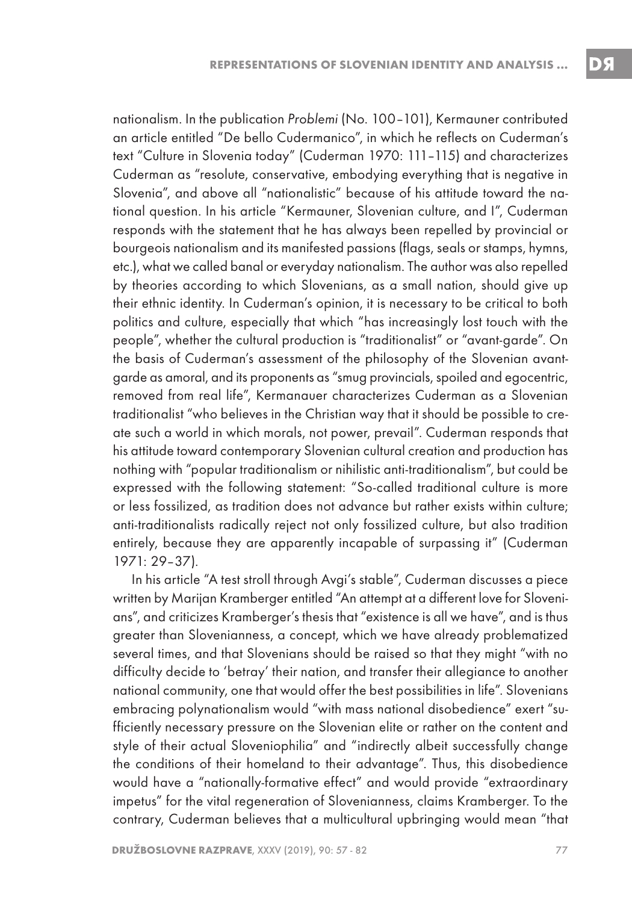nationalism. In the publication *Problemi* (No. 100–101), Kermauner contributed an article entitled "De bello Cudermanico", in which he reflects on Cuderman's text "Culture in Slovenia today" (Cuderman 1970: 111–115) and characterizes Cuderman as "resolute, conservative, embodying everything that is negative in Slovenia", and above all "nationalistic" because of his attitude toward the national question. In his article "Kermauner, Slovenian culture, and I", Cuderman responds with the statement that he has always been repelled by provincial or bourgeois nationalism and its manifested passions (flags, seals or stamps, hymns, etc.), what we called banal or everyday nationalism. The author was also repelled by theories according to which Slovenians, as a small nation, should give up their ethnic identity. In Cuderman's opinion, it is necessary to be critical to both politics and culture, especially that which "has increasingly lost touch with the people", whether the cultural production is "traditionalist" or "avant-garde". On the basis of Cuderman's assessment of the philosophy of the Slovenian avant-garde as amoral, and its proponents as "smug provincials, spoiled and egocentric, removed from real life", Kermanauer characterizes Cuderman as a Slovenian traditionalist "who believes in the Christian way that it should be possible to create such a world in which morals, not power, prevail". Cuderman responds that his attitude toward contemporary Slovenian cultural creation and production has nothing with "popular traditionalism or nihilistic anti-traditionalism", but could be expressed with the following statement: "So-called traditional culture is more or less fossilized, as tradition does not advance but rather exists within culture; anti-traditionalists radically reject not only fossilized culture, but also tradition entirely, because they are apparently incapable of surpassing it" (Cuderman 1971: 29–37).

In his article "A test stroll through Avgi's stable", Cuderman discusses a piece written by Marijan Kramberger entitled "An attempt at a different love for Slovenians", and criticizes Kramberger's thesis that "existence is all we have", and is thus greater than Slovenianness, a concept, which we have already problematized several times, and that Slovenians should be raised so that they might "with no difficulty decide to 'betray' their nation, and transfer their allegiance to another national community, one that would offer the best possibilities in life". Slovenians embracing polynationalism would "with mass national disobedience" exert "sufficiently necessary pressure on the Slovenian elite or rather on the content and style of their actual Sloveniophilia" and "indirectly albeit successfully change the conditions of their homeland to their advantage". Thus, this disobedience would have a "nationally-formative effect" and would provide "extraordinary impetus" for the vital regeneration of Slovenianness, claims Kramberger. To the contrary, Cuderman believes that a multicultural upbringing would mean "that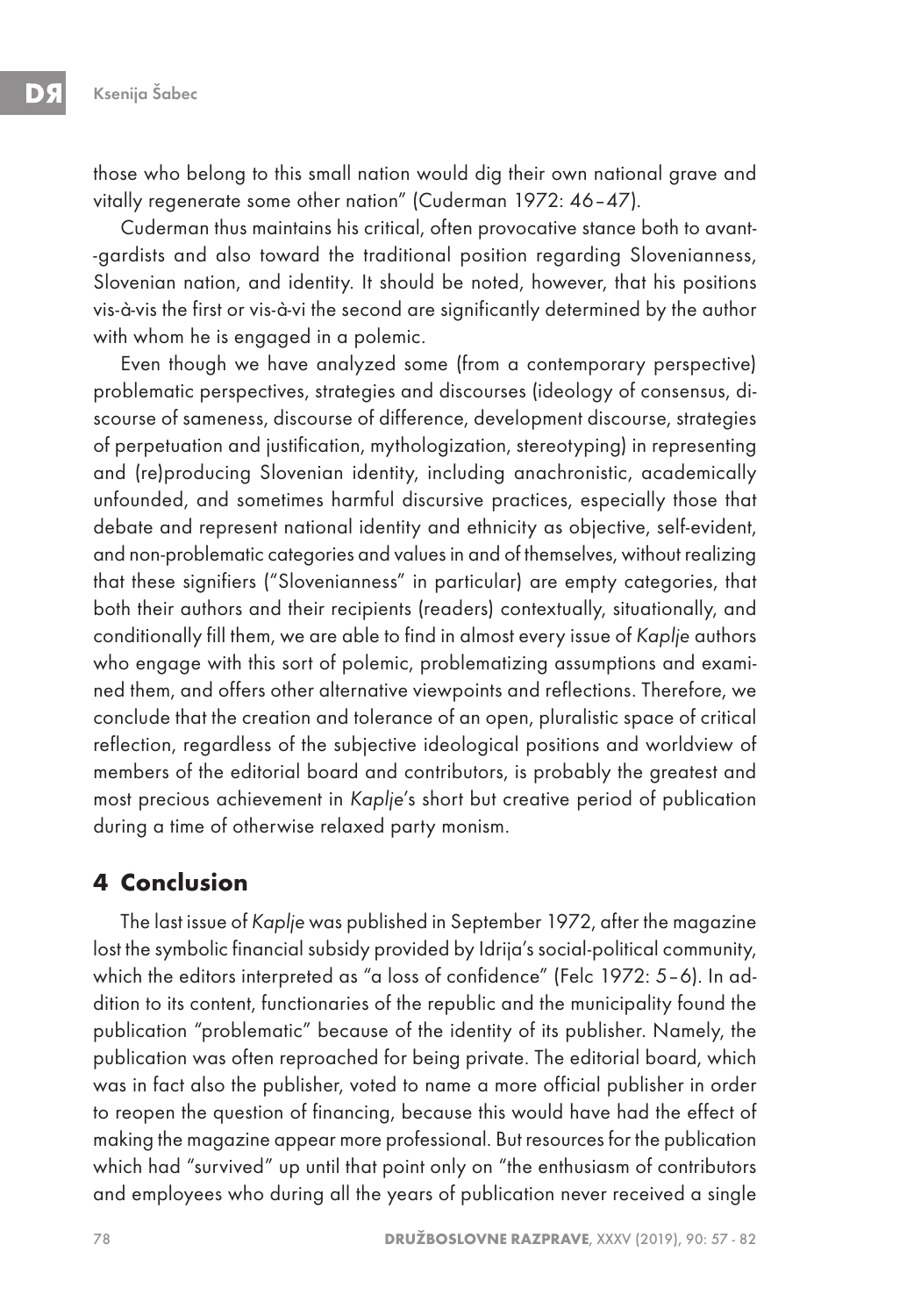those who belong to this small nation would dig their own national grave and vitally regenerate some other nation" (Cuderman 1972: 46–47).

Cuderman thus maintains his critical, often provocative stance both to avant--gardists and also toward the traditional position regarding Slovenianness, Slovenian nation, and identity. It should be noted, however, that his positions vis-à-vis the first or vis-à-vi the second are significantly determined by the author with whom he is engaged in a polemic.

Even though we have analyzed some (from a contemporary perspective) problematic perspectives, strategies and discourses (ideology of consensus, discourse of sameness, discourse of difference, development discourse, strategies of perpetuation and justification, mythologization, stereotyping) in representing and (re)producing Slovenian identity, including anachronistic, academically unfounded, and sometimes harmful discursive practices, especially those that debate and represent national identity and ethnicity as objective, self-evident, and non-problematic categories and values in and of themselves, without realizing that these signifiers ("Slovenianness" in particular) are empty categories, that both their authors and their recipients (readers) contextually, situationally, and conditionally fill them, we are able to find in almost every issue of *Kaplje* authors who engage with this sort of polemic, problematizing assumptions and examined them, and offers other alternative viewpoints and reflections. Therefore, we conclude that the creation and tolerance of an open, pluralistic space of critical reflection, regardless of the subjective ideological positions and worldview of members of the editorial board and contributors, is probably the greatest and most precious achievement in *Kaplje*'s short but creative period of publication during a time of otherwise relaxed party monism.

## 4 Conclusion

The last issue of *Kaplje* was published in September 1972, after the magazine lost the symbolic financial subsidy provided by Idrija's social-political community, which the editors interpreted as "a loss of confidence" (Felc 1972: 5–6). In addition to its content, functionaries of the republic and the municipality found the publication "problematic" because of the identity of its publisher. Namely, the publication was often reproached for being private. The editorial board, which was in fact also the publisher, voted to name a more official publisher in order to reopen the question of financing, because this would have had the effect of making the magazine appear more professional. But resources for the publication which had "survived" up until that point only on "the enthusiasm of contributors and employees who during all the years of publication never received a single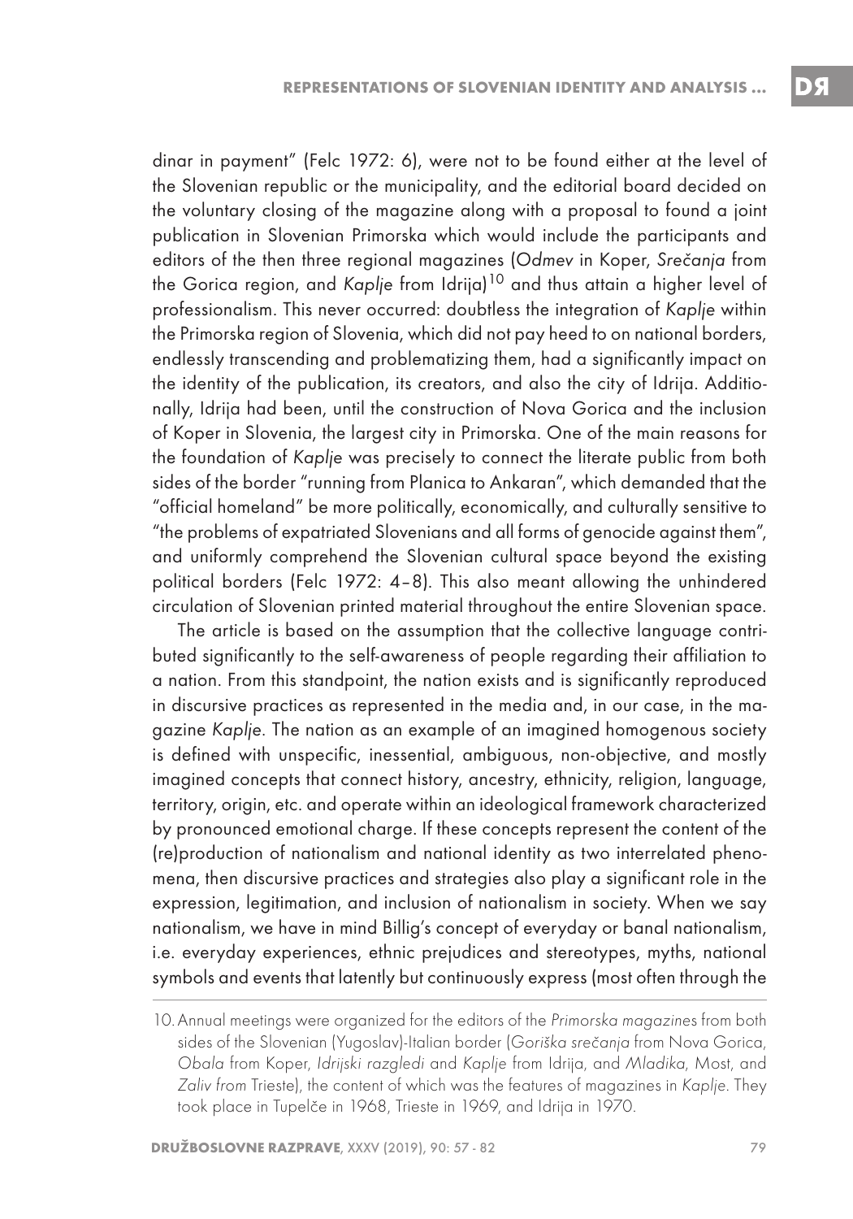dinar in payment" (Felc 1972: 6), were not to be found either at the level of the Slovenian republic or the municipality, and the editorial board decided on the voluntary closing of the magazine along with a proposal to found a joint publication in Slovenian Primorska which would include the participants and editors of the then three regional magazines (*Odmev* in Koper, *Srečanja* from the Gorica region, and *Kaplje* from Idrija)[10] and thus attain a higher level of professionalism. This never occurred: doubtless the integration of *Kaplje* within the Primorska region of Slovenia, which did not pay heed to on national borders, endlessly transcending and problematizing them, had a significantly impact on the identity of the publication, its creators, and also the city of Idrija. Additionally, Idrija had been, until the construction of Nova Gorica and the inclusion of Koper in Slovenia, the largest city in Primorska. One of the main reasons for the foundation of *Kaplje* was precisely to connect the literate public from both sides of the border "running from Planica to Ankaran", which demanded that the "official homeland" be more politically, economically, and culturally sensitive to "the problems of expatriated Slovenians and all forms of genocide against them", and uniformly comprehend the Slovenian cultural space beyond the existing political borders (Felc 1972: 4–8). This also meant allowing the unhindered circulation of Slovenian printed material throughout the entire Slovenian space.

The article is based on the assumption that the collective language contributed significantly to the self-awareness of people regarding their affiliation to a nation. From this standpoint, the nation exists and is significantly reproduced in discursive practices as represented in the media and, in our case, in the magazine *Kaplje*. The nation as an example of an imagined homogenous society is defined with unspecific, inessential, ambiguous, non-objective, and mostly imagined concepts that connect history, ancestry, ethnicity, religion, language, territory, origin, etc. and operate within an ideological framework characterized by pronounced emotional charge. If these concepts represent the content of the (re)production of nationalism and national identity as two interrelated phenomena, then discursive practices and strategies also play a significant role in the expression, legitimation, and inclusion of nationalism in society. When we say nationalism, we have in mind Billig's concept of everyday or banal nationalism, i.e. everyday experiences, ethnic prejudices and stereotypes, myths, national symbols and events that latently but continuously express (most often through the

---

10. Annual meetings were organized for the editors of the *Primorska magazine*s from both sides of the Slovenian (Yugoslav)-Italian border (*Goriška srečanja* from Nova Gorica, *Obala* from Koper, *Idrijski razgledi* and *Kaplje* from Idrija, and *Mladika*, Most, and *Zaliv from* Trieste), the content of which was the features of magazines in *Kaplje*. They took place in Tupelče in 1968, Trieste in 1969, and Idrija in 1970.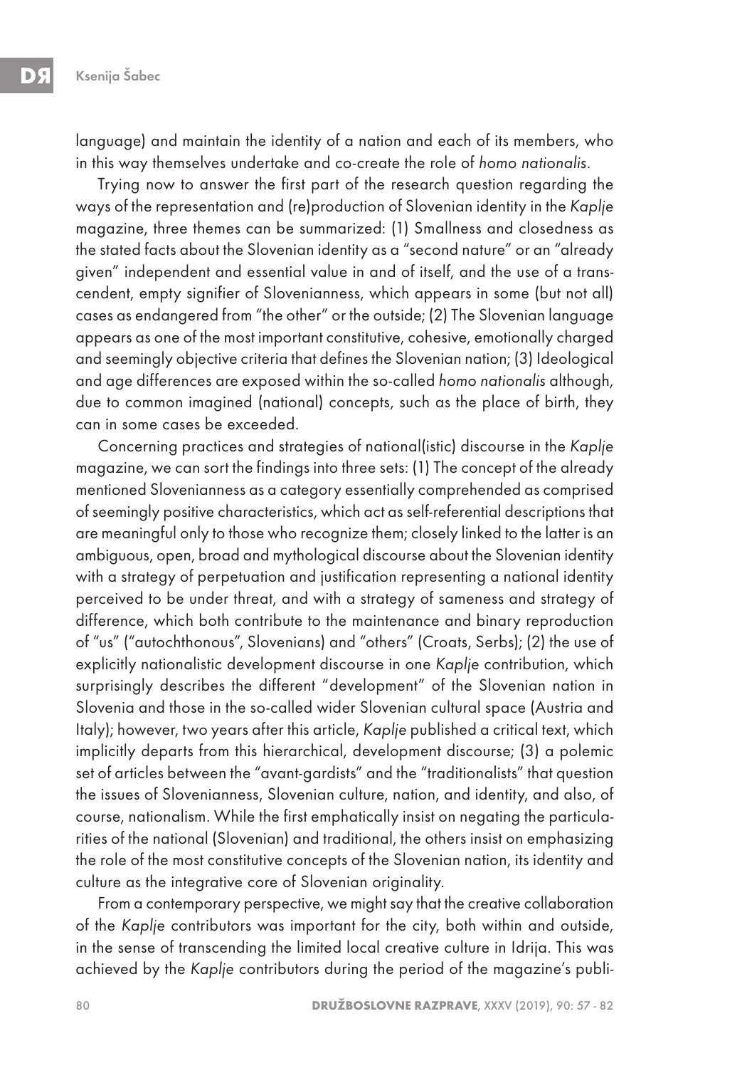language) and maintain the identity of a nation and each of its members, who in this way themselves undertake and co-create the role of *homo nationalis*.

Trying now to answer the first part of the research question regarding the ways of the representation and (re)production of Slovenian identity in the *Kaplje* magazine, three themes can be summarized: (1) Smallness and closedness as the stated facts about the Slovenian identity as a "second nature" or an "already given" independent and essential value in and of itself, and the use of a transcendent, empty signifier of Slovenianness, which appears in some (but not all) cases as endangered from "the other" or the outside; (2) The Slovenian language appears as one of the most important constitutive, cohesive, emotionally charged and seemingly objective criteria that defines the Slovenian nation; (3) Ideological and age differences are exposed within the so-called *homo nationalis* although, due to common imagined (national) concepts, such as the place of birth, they can in some cases be exceeded.

Concerning practices and strategies of national(istic) discourse in the *Kaplje* magazine, we can sort the findings into three sets: (1) The concept of the already mentioned Slovenianness as a category essentially comprehended as comprised of seemingly positive characteristics, which act as self-referential descriptions that are meaningful only to those who recognize them; closely linked to the latter is an ambiguous, open, broad and mythological discourse about the Slovenian identity with a strategy of perpetuation and justification representing a national identity perceived to be under threat, and with a strategy of sameness and strategy of difference, which both contribute to the maintenance and binary reproduction of "us" ("autochthonous", Slovenians) and "others" (Croats, Serbs); (2) the use of explicitly nationalistic development discourse in one *Kaplje* contribution, which surprisingly describes the different "development" of the Slovenian nation in Slovenia and those in the so-called wider Slovenian cultural space (Austria and Italy); however, two years after this article, *Kaplje* published a critical text, which implicitly departs from this hierarchical, development discourse; (3) a polemic set of articles between the "avant-gardists" and the "traditionalists" that question the issues of Slovenianness, Slovenian culture, nation, and identity, and also, of course, nationalism. While the first emphatically insist on negating the particularities of the national (Slovenian) and traditional, the others insist on emphasizing the role of the most constitutive concepts of the Slovenian nation, its identity and culture as the integrative core of Slovenian originality.

From a contemporary perspective, we might say that the creative collaboration of the *Kaplje* contributors was important for the city, both within and outside, in the sense of transcending the limited local creative culture in Idrija. This was achieved by the *Kaplje* contributors during the period of the magazine's publi-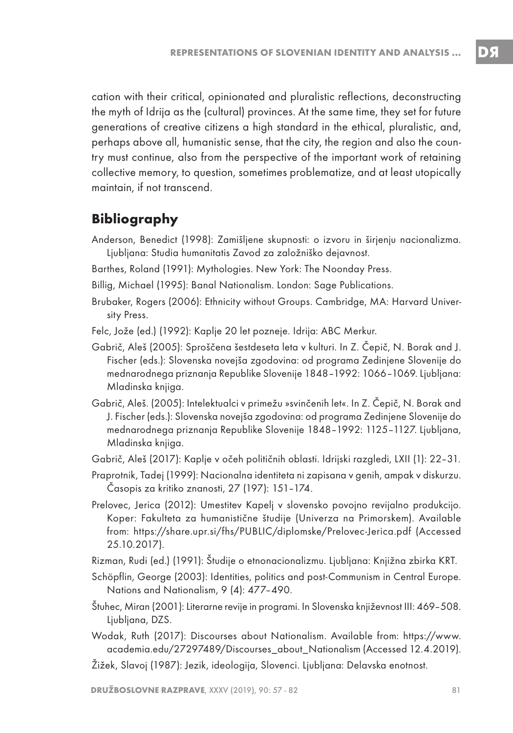cation with their critical, opinionated and pluralistic reflections, deconstructing the myth of Idrija as the (cultural) provinces. At the same time, they set for future generations of creative citizens a high standard in the ethical, pluralistic, and, perhaps above all, humanistic sense, that the city, the region and also the country must continue, also from the perspective of the important work of retaining collective memory, to question, sometimes problematize, and at least utopically maintain, if not transcend.

## Bibliography

Anderson, Benedict (1998): Zamišljene skupnosti: o izvoru in širjenju nacionalizma. Ljubljana: Studia humanitatis Zavod za založniško dejavnost.

Barthes, Roland (1991): Mythologies. New York: The Noonday Press.

Billig, Michael (1995): Banal Nationalism. London: Sage Publications.

Brubaker, Rogers (2006): Ethnicity without Groups. Cambridge, MA: Harvard University Press.

Felc, Jože (ed.) (1992): Kaplje 20 let pozneje. Idrija: ABC Merkur.

Gabrič, Aleš (2005): Sproščena šestdeseta leta v kulturi. In Z. Čepič, N. Borak and J. Fischer (eds.): Slovenska novejša zgodovina: od programa Zedinjene Slovenije do mednarodnega priznanja Republike Slovenije 1848–1992: 1066–1069. Ljubljana: Mladinska knjiga.

Gabrič, Aleš. (2005): Intelektualci v primežu »svinčenih let«. In Z. Čepič, N. Borak and J. Fischer (eds.): Slovenska novejša zgodovina: od programa Zedinjene Slovenije do mednarodnega priznanja Republike Slovenije 1848–1992: 1125–1127. Ljubljana, Mladinska knjiga.

Gabrič, Aleš (2017): Kaplje v očeh političnih oblasti. Idrijski razgledi, LXII (1): 22–31.

Praprotnik, Tadej (1999): Nacionalna identiteta ni zapisana v genih, ampak v diskurzu. Časopis za kritiko znanosti, 27 (197): 151–174.

Prelovec, Jerica (2012): Umestitev Kapelj v slovensko povojno revijalno produkcijo. Koper: Fakulteta za humanistične študije (Univerza na Primorskem). Available from: https://share.upr.si/fhs/PUBLIC/diplomske/Prelovec-Jerica.pdf (Accessed 25.10.2017).

Rizman, Rudi (ed.) (1991): Študije o etnonacionalizmu. Ljubljana: Knjižna zbirka KRT.

Schöpflin, George (2003): Identities, politics and post-Communism in Central Europe. Nations and Nationalism, 9 (4): 477–490.

Štuhec, Miran (2001): Literarne revije in programi. In Slovenska književnost III: 469–508. Ljubljana, DZS.

Wodak, Ruth (2017): Discourses about Nationalism. Available from: https://www.academia.edu/27297489/Discourses_about_Nationalism (Accessed 12.4.2019).

Žižek, Slavoj (1987): Jezik, ideologija, Slovenci. Ljubljana: Delavska enotnost.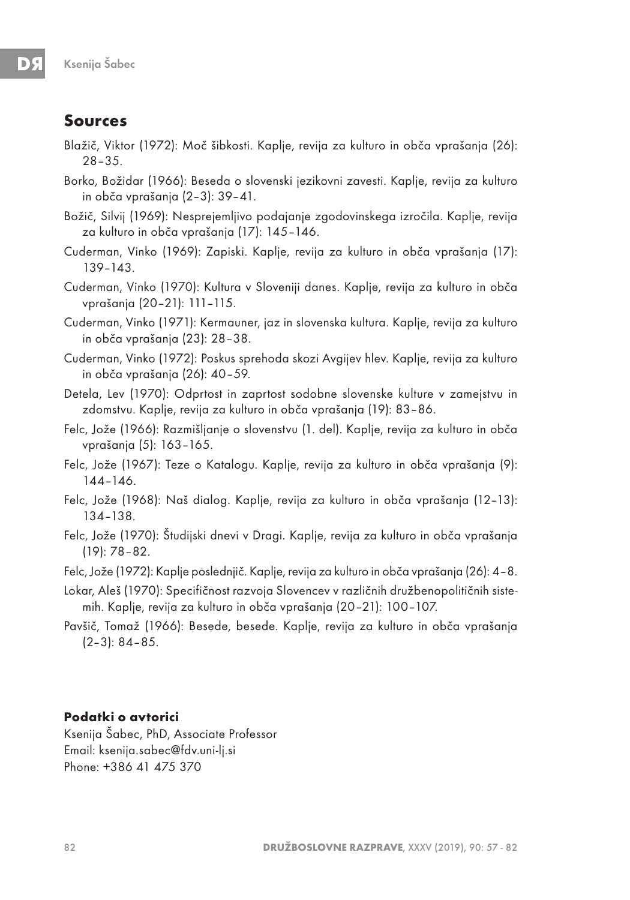## Sources

Blažič, Viktor (1972): Moč šibkosti. Kaplje, revija za kulturo in obča vprašanja (26): 28–35.

Borko, Božidar (1966): Beseda o slovenski jezikovni zavesti. Kaplje, revija za kulturo in obča vprašanja (2–3): 39–41.

Božič, Silvij (1969): Nesprejemljivo podajanje zgodovinskega izročila. Kaplje, revija za kulturo in obča vprašanja (17): 145–146.

Cuderman, Vinko (1969): Zapiski. Kaplje, revija za kulturo in obča vprašanja (17): 139–143.

Cuderman, Vinko (1970): Kultura v Sloveniji danes. Kaplje, revija za kulturo in obča vprašanja (20–21): 111–115.

Cuderman, Vinko (1971): Kermauner, jaz in slovenska kultura. Kaplje, revija za kulturo in obča vprašanja (23): 28–38.

Cuderman, Vinko (1972): Poskus sprehoda skozi Avgijev hlev. Kaplje, revija za kulturo in obča vprašanja (26): 40–59.

Detela, Lev (1970): Odprtost in zaprtost sodobne slovenske kulture v zamejstvu in zdomstvu. Kaplje, revija za kulturo in obča vprašanja (19): 83–86.

Felc, Jože (1966): Razmišljanje o slovenstvu (1. del). Kaplje, revija za kulturo in obča vprašanja (5): 163–165.

Felc, Jože (1967): Teze o Katalogu. Kaplje, revija za kulturo in obča vprašanja (9): 144–146.

Felc, Jože (1968): Naš dialog. Kaplje, revija za kulturo in obča vprašanja (12–13): 134–138.

Felc, Jože (1970): Študijski dnevi v Dragi. Kaplje, revija za kulturo in obča vprašanja (19): 78–82.

Felc, Jože (1972): Kaplje poslednjič. Kaplje, revija za kulturo in obča vprašanja (26): 4–8.

Lokar, Aleš (1970): Specifičnost razvoja Slovencev v različnih družbenopolitičnih sistemih. Kaplje, revija za kulturo in obča vprašanja (20–21): 100–107.

Pavšič, Tomaž (1966): Besede, besede. Kaplje, revija za kulturo in obča vprašanja (2–3): 84–85.

**Podatki o avtorici**

Ksenija Šabec, PhD, Associate Professor
Email: ksenija.sabec@fdv.uni-lj.si
Phone: +386 41 475 370